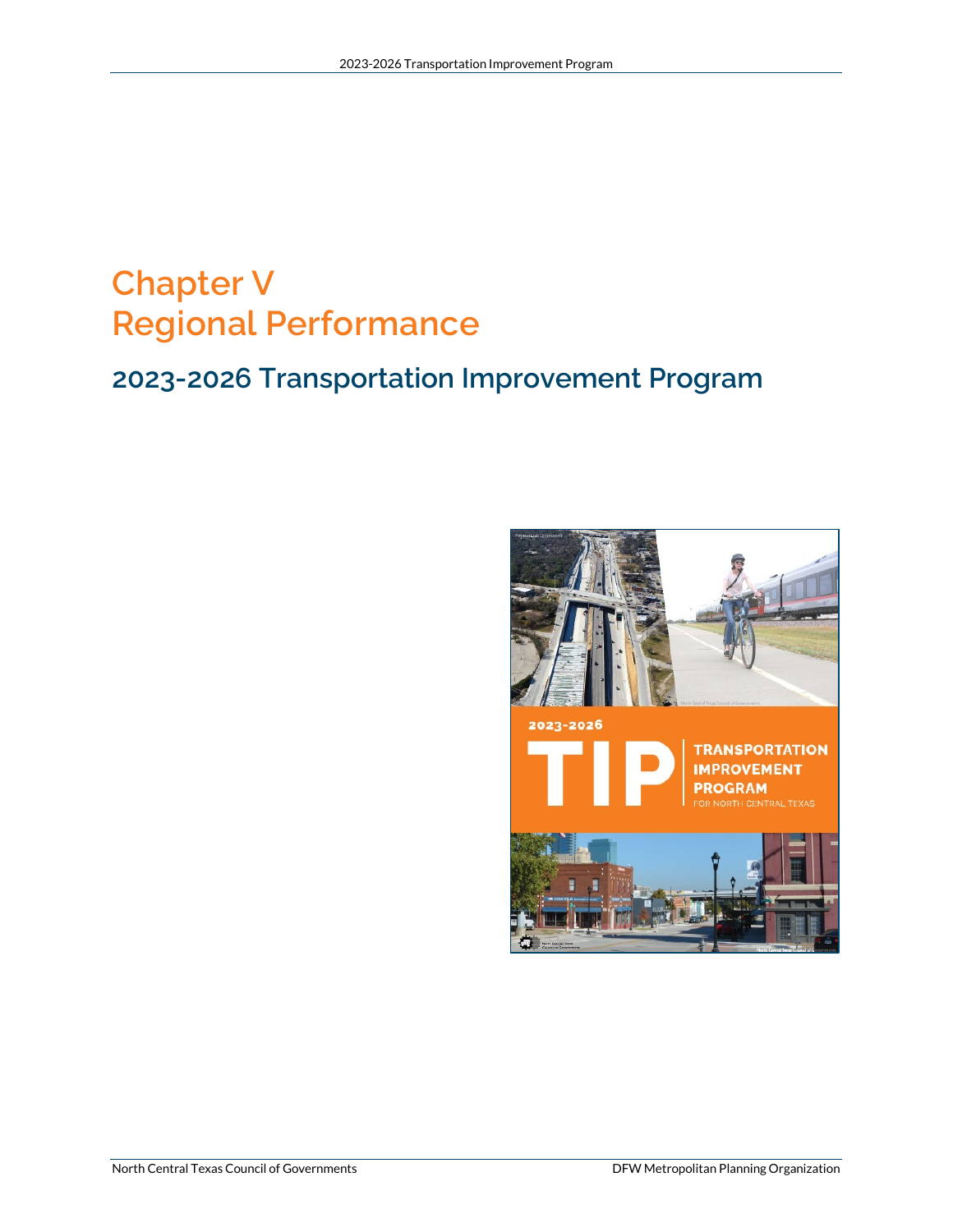# Chapter V
# Regional Performance

## 2023-2026 Transportation Improvement Program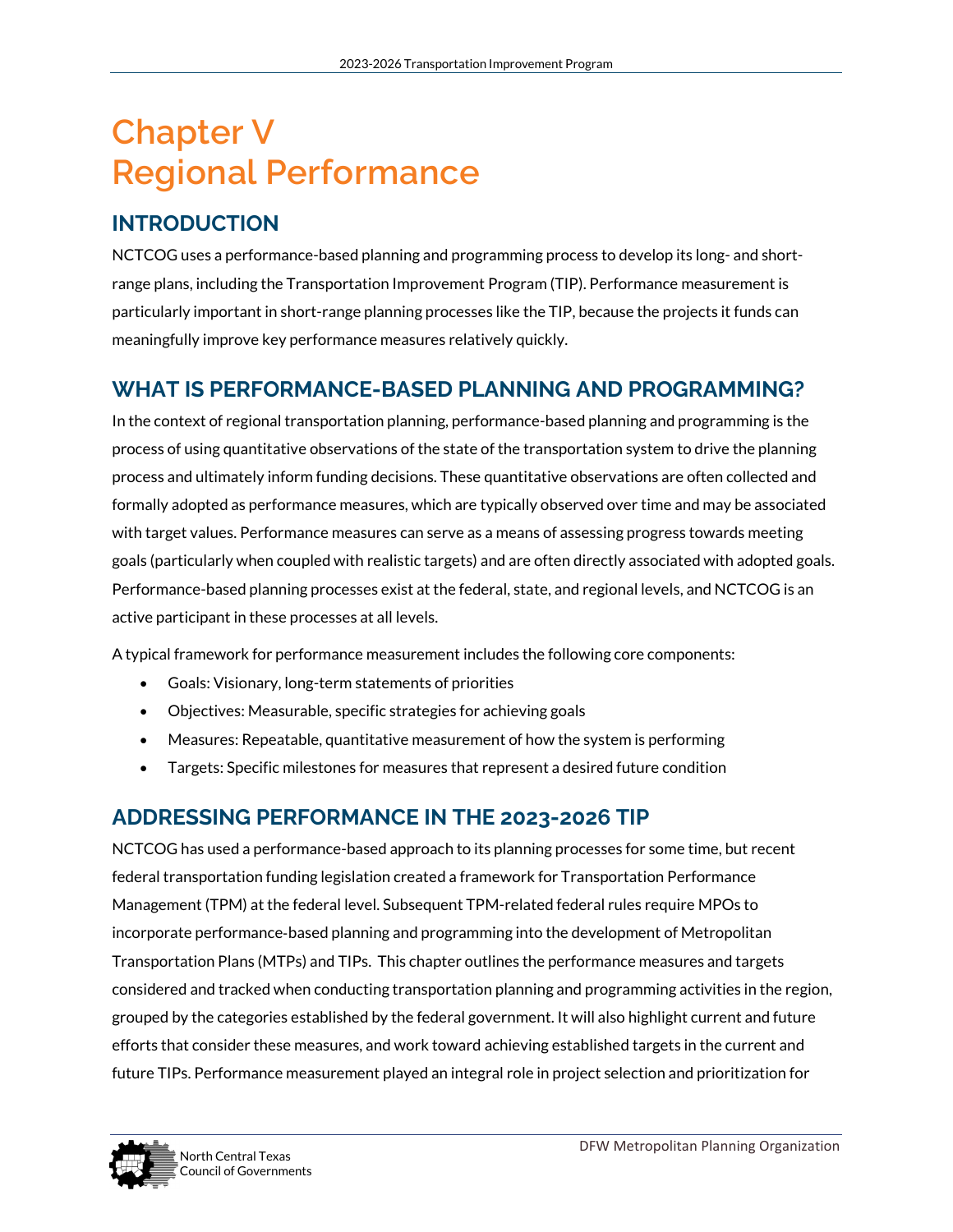# Chapter V Regional Performance

## INTRODUCTION

NCTCOG uses a performance-based planning and programming process to develop its long- and short-range plans, including the Transportation Improvement Program (TIP). Performance measurement is particularly important in short-range planning processes like the TIP, because the projects it funds can meaningfully improve key performance measures relatively quickly.

## WHAT IS PERFORMANCE-BASED PLANNING AND PROGRAMMING?

In the context of regional transportation planning, performance-based planning and programming is the process of using quantitative observations of the state of the transportation system to drive the planning process and ultimately inform funding decisions. These quantitative observations are often collected and formally adopted as performance measures, which are typically observed over time and may be associated with target values. Performance measures can serve as a means of assessing progress towards meeting goals (particularly when coupled with realistic targets) and are often directly associated with adopted goals. Performance-based planning processes exist at the federal, state, and regional levels, and NCTCOG is an active participant in these processes at all levels.

A typical framework for performance measurement includes the following core components:

- Goals: Visionary, long-term statements of priorities
- Objectives: Measurable, specific strategies for achieving goals
- Measures: Repeatable, quantitative measurement of how the system is performing
- Targets: Specific milestones for measures that represent a desired future condition

## ADDRESSING PERFORMANCE IN THE 2023-2026 TIP

NCTCOG has used a performance-based approach to its planning processes for some time, but recent federal transportation funding legislation created a framework for Transportation Performance Management (TPM) at the federal level. Subsequent TPM-related federal rules require MPOs to incorporate performance-based planning and programming into the development of Metropolitan Transportation Plans (MTPs) and TIPs. This chapter outlines the performance measures and targets considered and tracked when conducting transportation planning and programming activities in the region, grouped by the categories established by the federal government. It will also highlight current and future efforts that consider these measures, and work toward achieving established targets in the current and future TIPs. Performance measurement played an integral role in project selection and prioritization for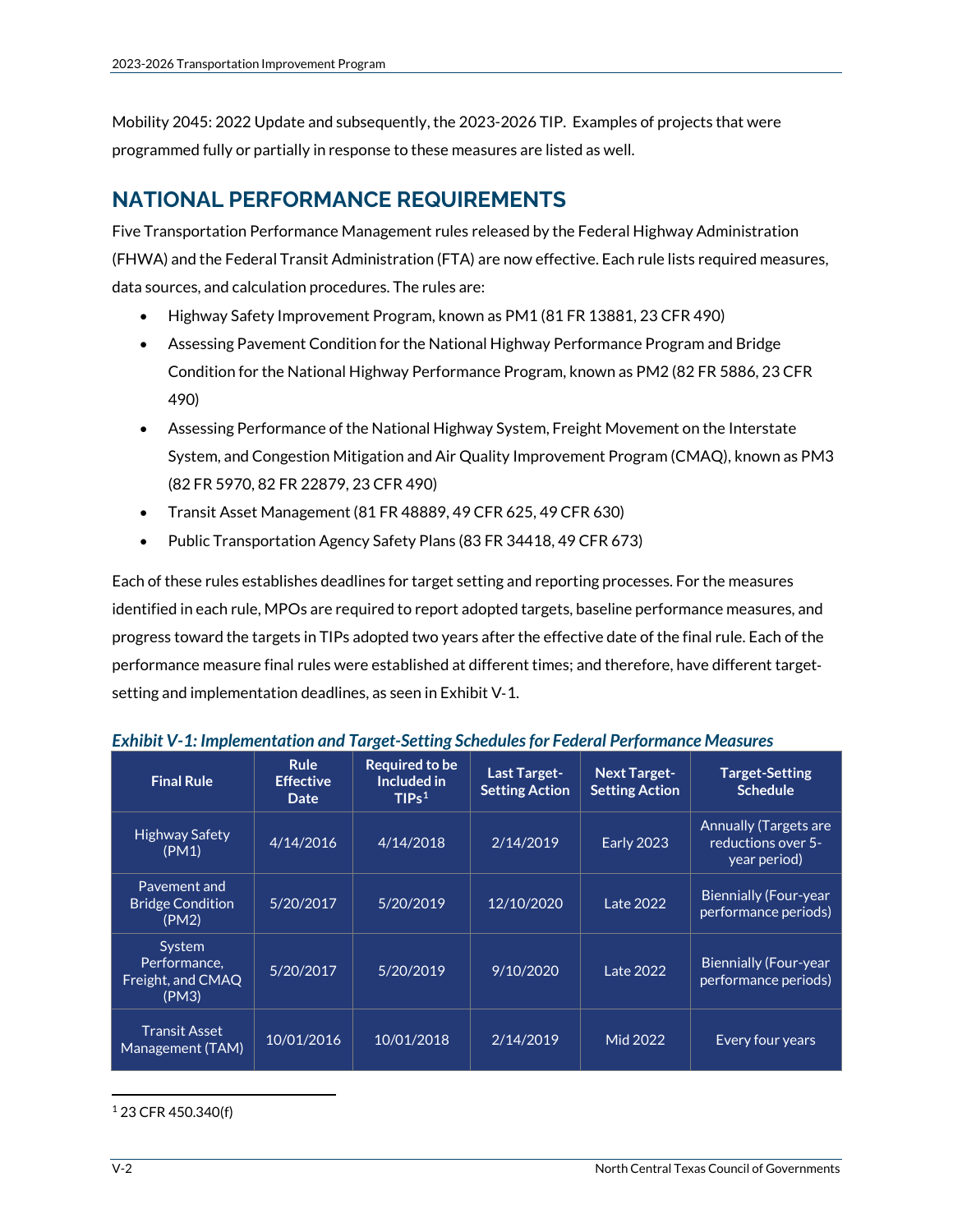Mobility 2045: 2022 Update and subsequently, the 2023-2026 TIP. Examples of projects that were programmed fully or partially in response to these measures are listed as well.

## NATIONAL PERFORMANCE REQUIREMENTS

Five Transportation Performance Management rules released by the Federal Highway Administration (FHWA) and the Federal Transit Administration (FTA) are now effective. Each rule lists required measures, data sources, and calculation procedures. The rules are:

- Highway Safety Improvement Program, known as PM1 (81 FR 13881, 23 CFR 490)
- Assessing Pavement Condition for the National Highway Performance Program and Bridge Condition for the National Highway Performance Program, known as PM2 (82 FR 5886, 23 CFR 490)
- Assessing Performance of the National Highway System, Freight Movement on the Interstate System, and Congestion Mitigation and Air Quality Improvement Program (CMAQ), known as PM3 (82 FR 5970, 82 FR 22879, 23 CFR 490)
- Transit Asset Management (81 FR 48889, 49 CFR 625, 49 CFR 630)
- Public Transportation Agency Safety Plans (83 FR 34418, 49 CFR 673)

Each of these rules establishes deadlines for target setting and reporting processes. For the measures identified in each rule, MPOs are required to report adopted targets, baseline performance measures, and progress toward the targets in TIPs adopted two years after the effective date of the final rule. Each of the performance measure final rules were established at different times; and therefore, have different target-setting and implementation deadlines, as seen in Exhibit V-1.

***Exhibit V-1: Implementation and Target-Setting Schedules for Federal Performance Measures***

| Final Rule | Rule Effective Date | Required to be Included in TIPs[1] | Last Target-Setting Action | Next Target-Setting Action | Target-Setting Schedule |
|---|---|---|---|---|---|
| Highway Safety (PM1) | 4/14/2016 | 4/14/2018 | 2/14/2019 | Early 2023 | Annually (Targets are reductions over 5-year period) |
| Pavement and Bridge Condition (PM2) | 5/20/2017 | 5/20/2019 | 12/10/2020 | Late 2022 | Biennially (Four-year performance periods) |
| System Performance, Freight, and CMAQ (PM3) | 5/20/2017 | 5/20/2019 | 9/10/2020 | Late 2022 | Biennially (Four-year performance periods) |
| Transit Asset Management (TAM) | 10/01/2016 | 10/01/2018 | 2/14/2019 | Mid 2022 | Every four years |

[1] 23 CFR 450.340(f)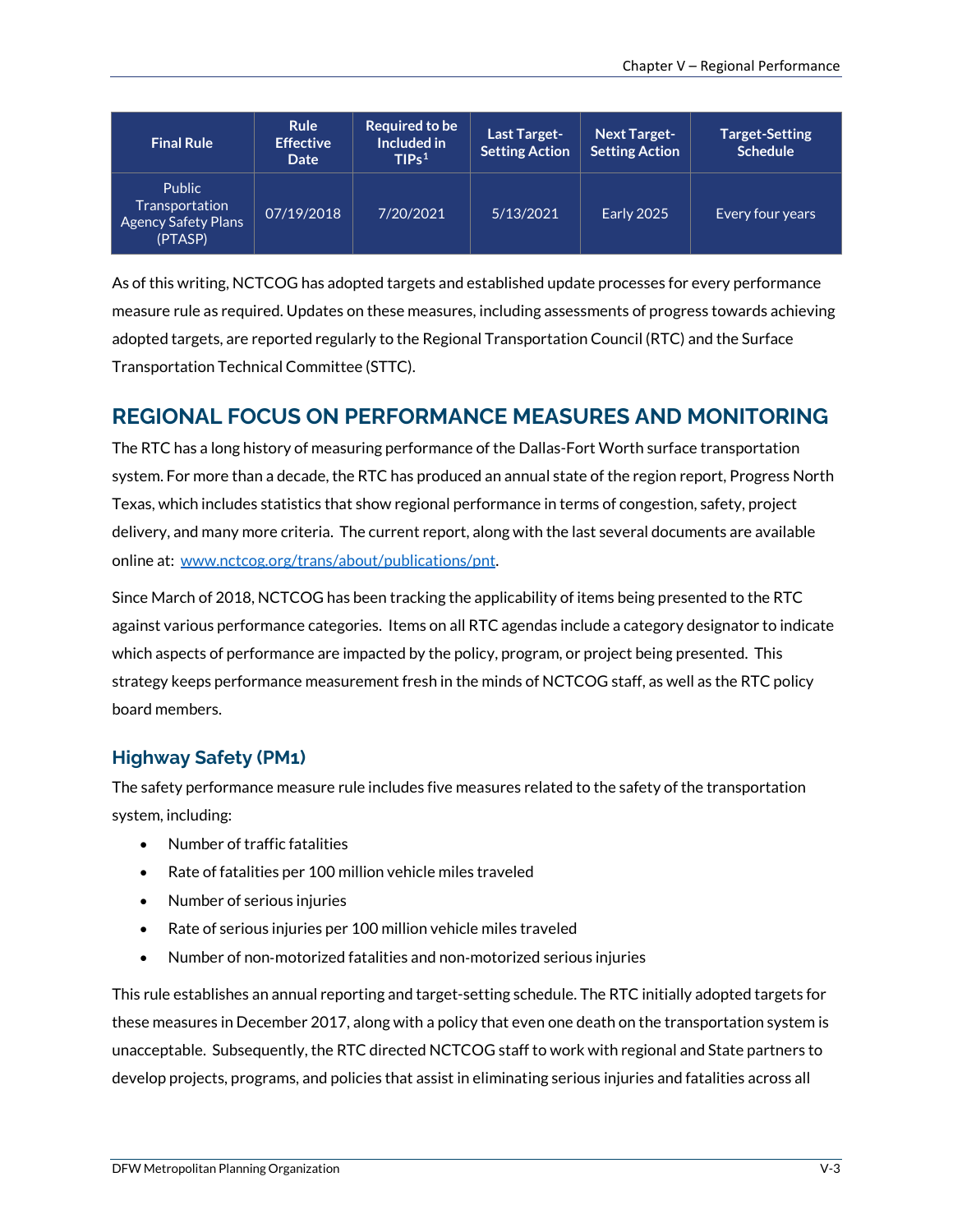| Final Rule | Rule Effective Date | Required to be Included in TIPs[1] | Last Target-Setting Action | Next Target-Setting Action | Target-Setting Schedule |
|---|---|---|---|---|---|
| Public Transportation Agency Safety Plans (PTASP) | 07/19/2018 | 7/20/2021 | 5/13/2021 | Early 2025 | Every four years |

As of this writing, NCTCOG has adopted targets and established update processes for every performance measure rule as required. Updates on these measures, including assessments of progress towards achieving adopted targets, are reported regularly to the Regional Transportation Council (RTC) and the Surface Transportation Technical Committee (STTC).

## REGIONAL FOCUS ON PERFORMANCE MEASURES AND MONITORING

The RTC has a long history of measuring performance of the Dallas-Fort Worth surface transportation system. For more than a decade, the RTC has produced an annual state of the region report, Progress North Texas, which includes statistics that show regional performance in terms of congestion, safety, project delivery, and many more criteria. The current report, along with the last several documents are available online at: [www.nctcog.org/trans/about/publications/pnt](www.nctcog.org/trans/about/publications/pnt).

Since March of 2018, NCTCOG has been tracking the applicability of items being presented to the RTC against various performance categories. Items on all RTC agendas include a category designator to indicate which aspects of performance are impacted by the policy, program, or project being presented. This strategy keeps performance measurement fresh in the minds of NCTCOG staff, as well as the RTC policy board members.

### Highway Safety (PM1)

The safety performance measure rule includes five measures related to the safety of the transportation system, including:

- Number of traffic fatalities
- Rate of fatalities per 100 million vehicle miles traveled
- Number of serious injuries
- Rate of serious injuries per 100 million vehicle miles traveled
- Number of non-motorized fatalities and non-motorized serious injuries

This rule establishes an annual reporting and target-setting schedule. The RTC initially adopted targets for these measures in December 2017, along with a policy that even one death on the transportation system is unacceptable. Subsequently, the RTC directed NCTCOG staff to work with regional and State partners to develop projects, programs, and policies that assist in eliminating serious injuries and fatalities across all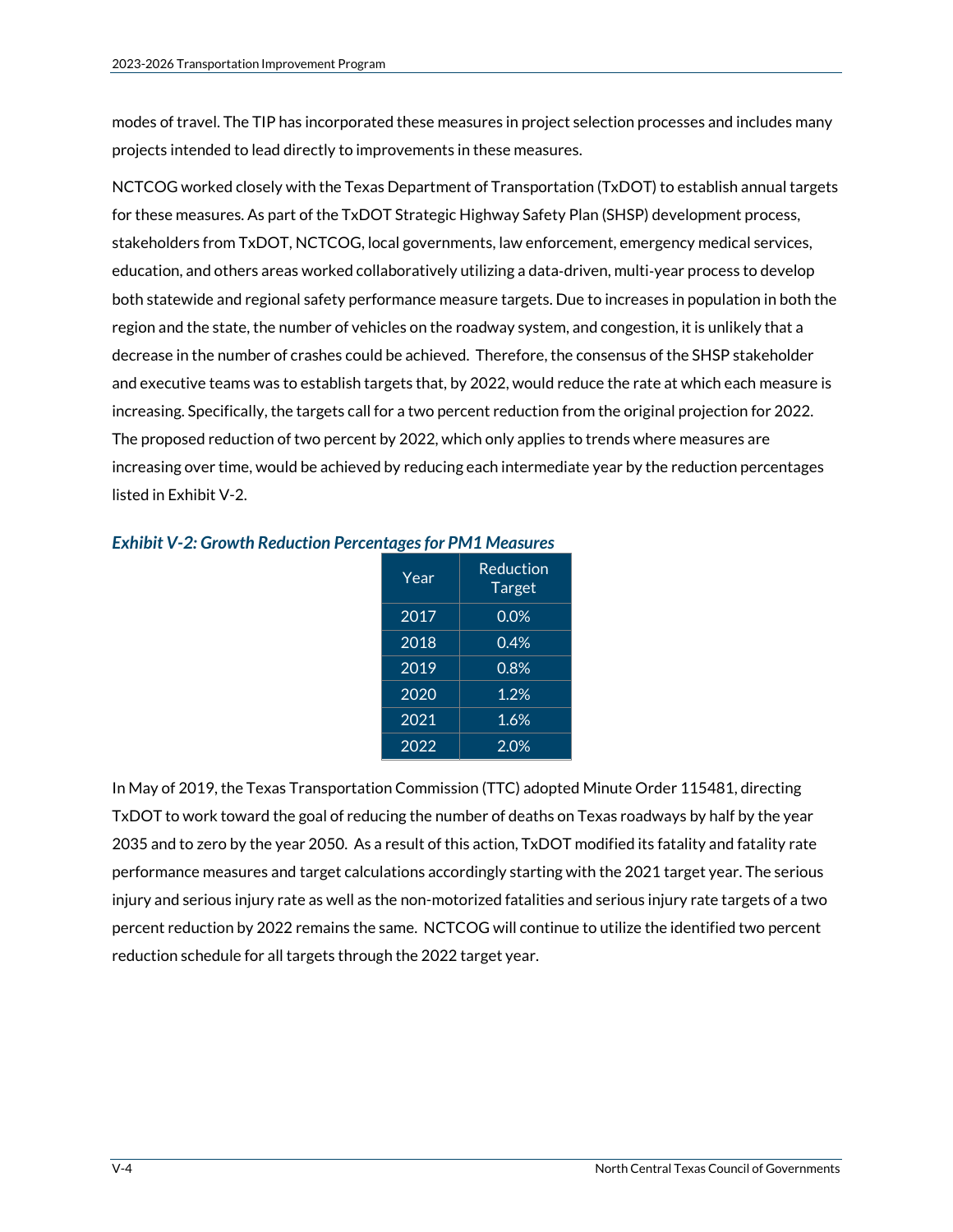modes of travel. The TIP has incorporated these measures in project selection processes and includes many projects intended to lead directly to improvements in these measures.

NCTCOG worked closely with the Texas Department of Transportation (TxDOT) to establish annual targets for these measures. As part of the TxDOT Strategic Highway Safety Plan (SHSP) development process, stakeholders from TxDOT, NCTCOG, local governments, law enforcement, emergency medical services, education, and others areas worked collaboratively utilizing a data-driven, multi-year process to develop both statewide and regional safety performance measure targets. Due to increases in population in both the region and the state, the number of vehicles on the roadway system, and congestion, it is unlikely that a decrease in the number of crashes could be achieved. Therefore, the consensus of the SHSP stakeholder and executive teams was to establish targets that, by 2022, would reduce the rate at which each measure is increasing. Specifically, the targets call for a two percent reduction from the original projection for 2022. The proposed reduction of two percent by 2022, which only applies to trends where measures are increasing over time, would be achieved by reducing each intermediate year by the reduction percentages listed in Exhibit V-2.

***Exhibit V-2: Growth Reduction Percentages for PM1 Measures***

| Year | Reduction Target |
|---|---|
| 2017 | 0.0% |
| 2018 | 0.4% |
| 2019 | 0.8% |
| 2020 | 1.2% |
| 2021 | 1.6% |
| 2022 | 2.0% |

In May of 2019, the Texas Transportation Commission (TTC) adopted Minute Order 115481, directing TxDOT to work toward the goal of reducing the number of deaths on Texas roadways by half by the year 2035 and to zero by the year 2050. As a result of this action, TxDOT modified its fatality and fatality rate performance measures and target calculations accordingly starting with the 2021 target year. The serious injury and serious injury rate as well as the non-motorized fatalities and serious injury rate targets of a two percent reduction by 2022 remains the same. NCTCOG will continue to utilize the identified two percent reduction schedule for all targets through the 2022 target year.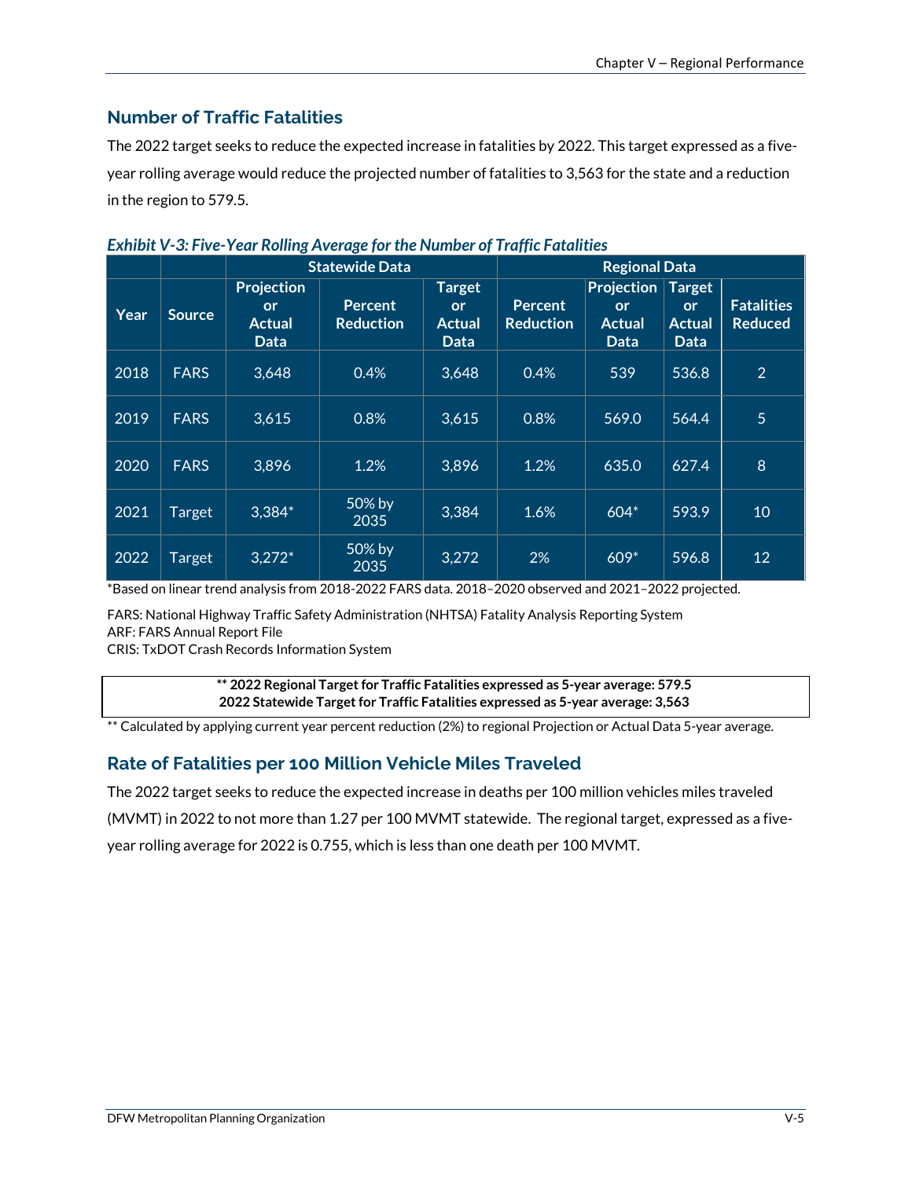## Number of Traffic Fatalities

The 2022 target seeks to reduce the expected increase in fatalities by 2022. This target expressed as a five-year rolling average would reduce the projected number of fatalities to 3,563 for the state and a reduction in the region to 579.5.

*Exhibit V-3: Five-Year Rolling Average for the Number of Traffic Fatalities*

| | | Statewide Data | | | Regional Data | | | |
|---|---|---|---|---|---|---|---|---|
| Year | Source | Projection or Actual Data | Percent Reduction | Target or Actual Data | Percent Reduction | Projection or Actual Data | Target or Actual Data | Fatalities Reduced |
| 2018 | FARS | 3,648 | 0.4% | 3,648 | 0.4% | 539 | 536.8 | 2 |
| 2019 | FARS | 3,615 | 0.8% | 3,615 | 0.8% | 569.0 | 564.4 | 5 |
| 2020 | FARS | 3,896 | 1.2% | 3,896 | 1.2% | 635.0 | 627.4 | 8 |
| 2021 | Target | 3,384* | 50% by 2035 | 3,384 | 1.6% | 604* | 593.9 | 10 |
| 2022 | Target | 3,272* | 50% by 2035 | 3,272 | 2% | 609* | 596.8 | 12 |

*Based on linear trend analysis from 2018-2022 FARS data. 2018–2020 observed and 2021–2022 projected.

FARS: National Highway Traffic Safety Administration (NHTSA) Fatality Analysis Reporting System
ARF: FARS Annual Report File
CRIS: TxDOT Crash Records Information System

**** 2022 Regional Target for Traffic Fatalities expressed as 5-year average: 579.5**
**2022 Statewide Target for Traffic Fatalities expressed as 5-year average: 3,563**

** Calculated by applying current year percent reduction (2%) to regional Projection or Actual Data 5-year average.

## Rate of Fatalities per 100 Million Vehicle Miles Traveled

The 2022 target seeks to reduce the expected increase in deaths per 100 million vehicles miles traveled (MVMT) in 2022 to not more than 1.27 per 100 MVMT statewide. The regional target, expressed as a five-year rolling average for 2022 is 0.755, which is less than one death per 100 MVMT.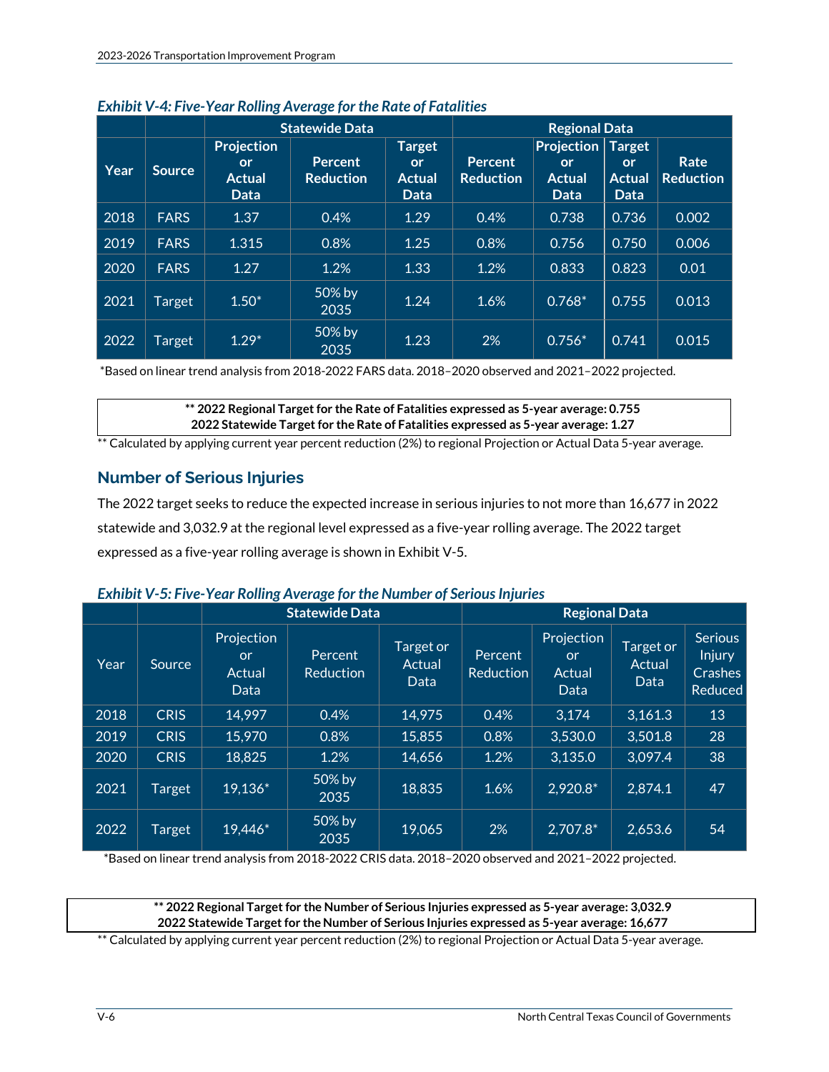*Exhibit V-4: Five-Year Rolling Average for the Rate of Fatalities*

| | | Statewide Data | | | Regional Data | | | |
|---|---|---|---|---|---|---|---|---|
| Year | Source | Projection or Actual Data | Percent Reduction | Target or Actual Data | Percent Reduction | Projection or Actual Data | Target or Actual Data | Rate Reduction |
| 2018 | FARS | 1.37 | 0.4% | 1.29 | 0.4% | 0.738 | 0.736 | 0.002 |
| 2019 | FARS | 1.315 | 0.8% | 1.25 | 0.8% | 0.756 | 0.750 | 0.006 |
| 2020 | FARS | 1.27 | 1.2% | 1.33 | 1.2% | 0.833 | 0.823 | 0.01 |
| 2021 | Target | 1.50* | 50% by 2035 | 1.24 | 1.6% | 0.768* | 0.755 | 0.013 |
| 2022 | Target | 1.29* | 50% by 2035 | 1.23 | 2% | 0.756* | 0.741 | 0.015 |

*Based on linear trend analysis from 2018-2022 FARS data. 2018–2020 observed and 2021–2022 projected.

**** 2022 Regional Target for the Rate of Fatalities expressed as 5-year average: 0.755**
**2022 Statewide Target for the Rate of Fatalities expressed as 5-year average: 1.27**

** Calculated by applying current year percent reduction (2%) to regional Projection or Actual Data 5-year average.

## Number of Serious Injuries

The 2022 target seeks to reduce the expected increase in serious injuries to not more than 16,677 in 2022 statewide and 3,032.9 at the regional level expressed as a five-year rolling average. The 2022 target expressed as a five-year rolling average is shown in Exhibit V-5.

*Exhibit V-5: Five-Year Rolling Average for the Number of Serious Injuries*

| | | Statewide Data | | | Regional Data | | | |
|---|---|---|---|---|---|---|---|---|
| Year | Source | Projection or Actual Data | Percent Reduction | Target or Actual Data | Percent Reduction | Projection or Actual Data | Target or Actual Data | Serious Injury Crashes Reduced |
| 2018 | CRIS | 14,997 | 0.4% | 14,975 | 0.4% | 3,174 | 3,161.3 | 13 |
| 2019 | CRIS | 15,970 | 0.8% | 15,855 | 0.8% | 3,530.0 | 3,501.8 | 28 |
| 2020 | CRIS | 18,825 | 1.2% | 14,656 | 1.2% | 3,135.0 | 3,097.4 | 38 |
| 2021 | Target | 19,136* | 50% by 2035 | 18,835 | 1.6% | 2,920.8* | 2,874.1 | 47 |
| 2022 | Target | 19,446* | 50% by 2035 | 19,065 | 2% | 2,707.8* | 2,653.6 | 54 |

*Based on linear trend analysis from 2018-2022 CRIS data. 2018–2020 observed and 2021–2022 projected.

**** 2022 Regional Target for the Number of Serious Injuries expressed as 5-year average: 3,032.9**
**2022 Statewide Target for the Number of Serious Injuries expressed as 5-year average: 16,677**

** Calculated by applying current year percent reduction (2%) to regional Projection or Actual Data 5-year average.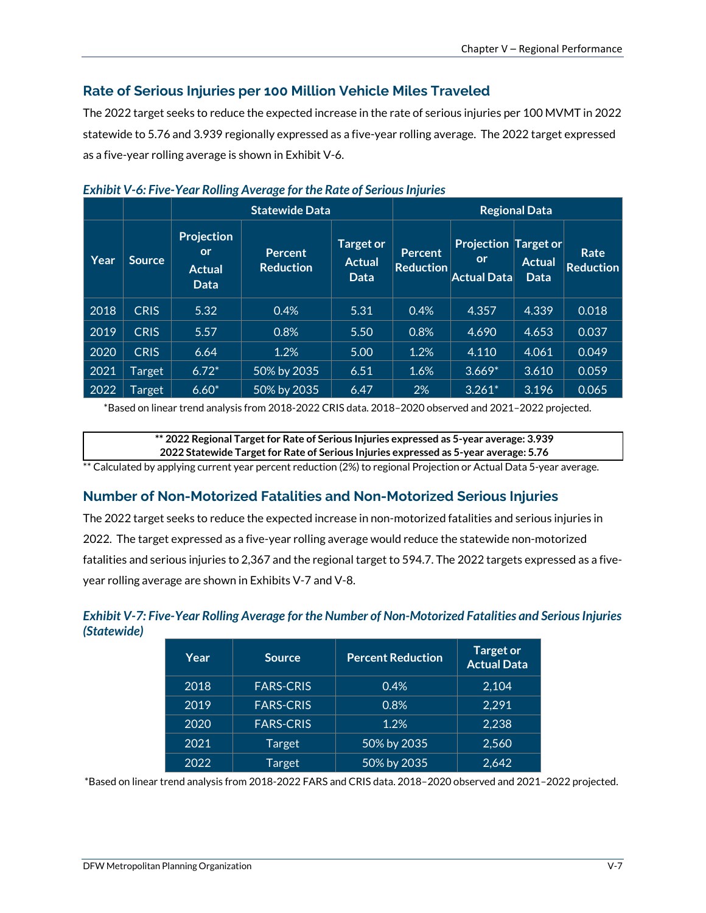## Rate of Serious Injuries per 100 Million Vehicle Miles Traveled

The 2022 target seeks to reduce the expected increase in the rate of serious injuries per 100 MVMT in 2022 statewide to 5.76 and 3.939 regionally expressed as a five-year rolling average. The 2022 target expressed as a five-year rolling average is shown in Exhibit V-6.

*Exhibit V-6: Five-Year Rolling Average for the Rate of Serious Injuries*

| | | Statewide Data | | | Regional Data | | | |
|---|---|---|---|---|---|---|---|---|
| Year | Source | Projection or Actual Data | Percent Reduction | Target or Actual Data | Percent Reduction | Projection or Actual Data | Target or Actual Data | Rate Reduction |
| 2018 | CRIS | 5.32 | 0.4% | 5.31 | 0.4% | 4.357 | 4.339 | 0.018 |
| 2019 | CRIS | 5.57 | 0.8% | 5.50 | 0.8% | 4.690 | 4.653 | 0.037 |
| 2020 | CRIS | 6.64 | 1.2% | 5.00 | 1.2% | 4.110 | 4.061 | 0.049 |
| 2021 | Target | 6.72* | 50% by 2035 | 6.51 | 1.6% | 3.669* | 3.610 | 0.059 |
| 2022 | Target | 6.60* | 50% by 2035 | 6.47 | 2% | 3.261* | 3.196 | 0.065 |

*Based on linear trend analysis from 2018-2022 CRIS data. 2018–2020 observed and 2021–2022 projected.

**\*\* 2022 Regional Target for Rate of Serious Injuries expressed as 5-year average: 3.939**
**2022 Statewide Target for Rate of Serious Injuries expressed as 5-year average: 5.76**

** Calculated by applying current year percent reduction (2%) to regional Projection or Actual Data 5-year average.

## Number of Non-Motorized Fatalities and Non-Motorized Serious Injuries

The 2022 target seeks to reduce the expected increase in non-motorized fatalities and serious injuries in 2022. The target expressed as a five-year rolling average would reduce the statewide non-motorized fatalities and serious injuries to 2,367 and the regional target to 594.7. The 2022 targets expressed as a five-year rolling average are shown in Exhibits V-7 and V-8.

*Exhibit V-7: Five-Year Rolling Average for the Number of Non-Motorized Fatalities and Serious Injuries (Statewide)*

| Year | Source | Percent Reduction | Target or Actual Data |
|---|---|---|---|
| 2018 | FARS-CRIS | 0.4% | 2,104 |
| 2019 | FARS-CRIS | 0.8% | 2,291 |
| 2020 | FARS-CRIS | 1.2% | 2,238 |
| 2021 | Target | 50% by 2035 | 2,560 |
| 2022 | Target | 50% by 2035 | 2,642 |

*Based on linear trend analysis from 2018-2022 FARS and CRIS data. 2018–2020 observed and 2021–2022 projected.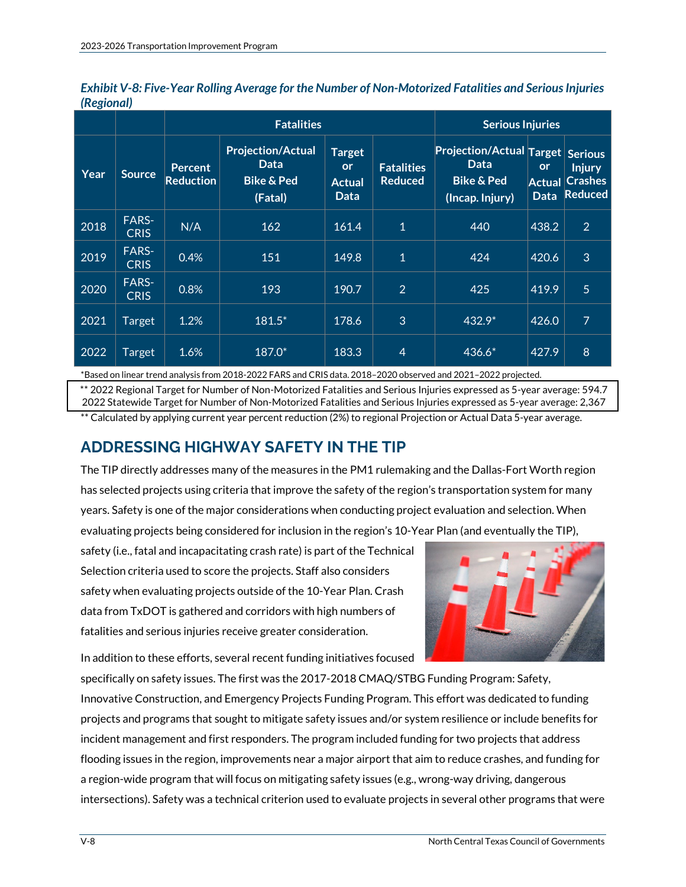*Exhibit V-8: Five-Year Rolling Average for the Number of Non-Motorized Fatalities and Serious Injuries (Regional)*

| Year | Source | Fatalities | | | | Serious Injuries | | |
|---|---|---|---|---|---|---|---|---|
| | | Percent Reduction | Projection/Actual Data Bike & Ped (Fatal) | Target or Actual Data | Fatalities Reduced | Projection/Actual Data Bike & Ped (Incap. Injury) | Target or Actual Data | Serious Injury Crashes Reduced |
| 2018 | FARS-CRIS | N/A | 162 | 161.4 | 1 | 440 | 438.2 | 2 |
| 2019 | FARS-CRIS | 0.4% | 151 | 149.8 | 1 | 424 | 420.6 | 3 |
| 2020 | FARS-CRIS | 0.8% | 193 | 190.7 | 2 | 425 | 419.9 | 5 |
| 2021 | Target | 1.2% | 181.5* | 178.6 | 3 | 432.9* | 426.0 | 7 |
| 2022 | Target | 1.6% | 187.0* | 183.3 | 4 | 436.6* | 427.9 | 8 |

*Based on linear trend analysis from 2018-2022 FARS and CRIS data. 2018–2020 observed and 2021–2022 projected.

** 2022 Regional Target for Number of Non-Motorized Fatalities and Serious Injuries expressed as 5-year average: 594.7
2022 Statewide Target for Number of Non-Motorized Fatalities and Serious Injuries expressed as 5-year average: 2,367

** Calculated by applying current year percent reduction (2%) to regional Projection or Actual Data 5-year average.

## ADDRESSING HIGHWAY SAFETY IN THE TIP

The TIP directly addresses many of the measures in the PM1 rulemaking and the Dallas-Fort Worth region has selected projects using criteria that improve the safety of the region's transportation system for many years. Safety is one of the major considerations when conducting project evaluation and selection. When evaluating projects being considered for inclusion in the region's 10-Year Plan (and eventually the TIP), safety (i.e., fatal and incapacitating crash rate) is part of the Technical Selection criteria used to score the projects. Staff also considers safety when evaluating projects outside of the 10-Year Plan. Crash data from TxDOT is gathered and corridors with high numbers of fatalities and serious injuries receive greater consideration.

In addition to these efforts, several recent funding initiatives focused specifically on safety issues. The first was the 2017-2018 CMAQ/STBG Funding Program: Safety, Innovative Construction, and Emergency Projects Funding Program. This effort was dedicated to funding projects and programs that sought to mitigate safety issues and/or system resilience or include benefits for incident management and first responders. The program included funding for two projects that address flooding issues in the region, improvements near a major airport that aim to reduce crashes, and funding for a region-wide program that will focus on mitigating safety issues (e.g., wrong-way driving, dangerous intersections). Safety was a technical criterion used to evaluate projects in several other programs that were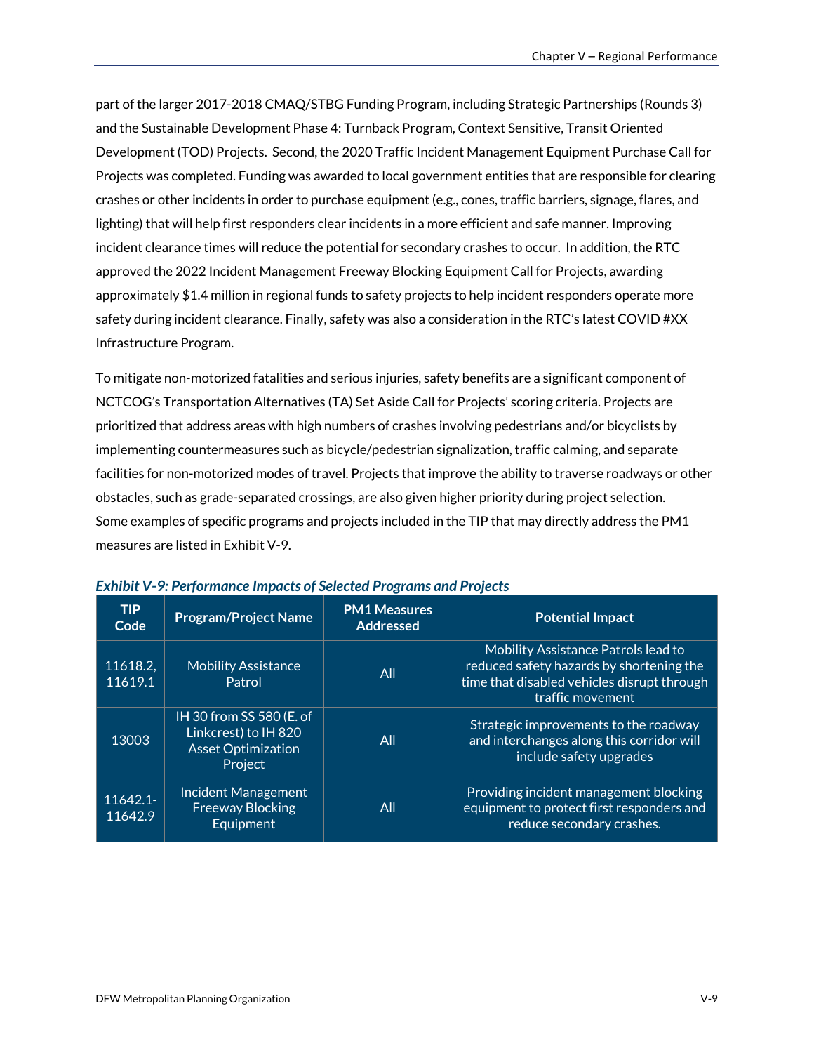part of the larger 2017-2018 CMAQ/STBG Funding Program, including Strategic Partnerships (Rounds 3) and the Sustainable Development Phase 4: Turnback Program, Context Sensitive, Transit Oriented Development (TOD) Projects. Second, the 2020 Traffic Incident Management Equipment Purchase Call for Projects was completed. Funding was awarded to local government entities that are responsible for clearing crashes or other incidents in order to purchase equipment (e.g., cones, traffic barriers, signage, flares, and lighting) that will help first responders clear incidents in a more efficient and safe manner. Improving incident clearance times will reduce the potential for secondary crashes to occur. In addition, the RTC approved the 2022 Incident Management Freeway Blocking Equipment Call for Projects, awarding approximately $1.4 million in regional funds to safety projects to help incident responders operate more safety during incident clearance. Finally, safety was also a consideration in the RTC's latest COVID #XX Infrastructure Program.

To mitigate non-motorized fatalities and serious injuries, safety benefits are a significant component of NCTCOG's Transportation Alternatives (TA) Set Aside Call for Projects' scoring criteria. Projects are prioritized that address areas with high numbers of crashes involving pedestrians and/or bicyclists by implementing countermeasures such as bicycle/pedestrian signalization, traffic calming, and separate facilities for non-motorized modes of travel. Projects that improve the ability to traverse roadways or other obstacles, such as grade-separated crossings, are also given higher priority during project selection. Some examples of specific programs and projects included in the TIP that may directly address the PM1 measures are listed in Exhibit V-9.

*Exhibit V-9: Performance Impacts of Selected Programs and Projects*

| TIP Code | Program/Project Name | PM1 Measures Addressed | Potential Impact |
|---|---|---|---|
| 11618.2, 11619.1 | Mobility Assistance Patrol | All | Mobility Assistance Patrols lead to reduced safety hazards by shortening the time that disabled vehicles disrupt through traffic movement |
| 13003 | IH 30 from SS 580 (E. of Linkcrest) to IH 820 Asset Optimization Project | All | Strategic improvements to the roadway and interchanges along this corridor will include safety upgrades |
| 11642.1-11642.9 | Incident Management Freeway Blocking Equipment | All | Providing incident management blocking equipment to protect first responders and reduce secondary crashes. |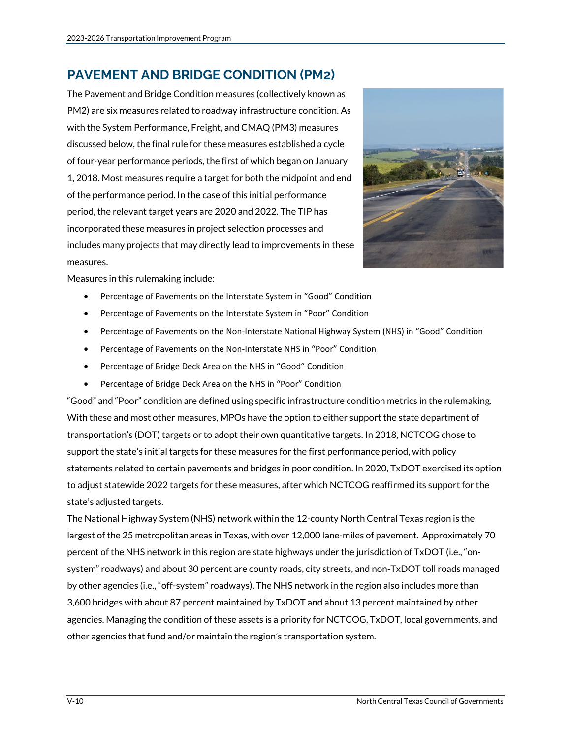## PAVEMENT AND BRIDGE CONDITION (PM2)

The Pavement and Bridge Condition measures (collectively known as PM2) are six measures related to roadway infrastructure condition. As with the System Performance, Freight, and CMAQ (PM3) measures discussed below, the final rule for these measures established a cycle of four-year performance periods, the first of which began on January 1, 2018. Most measures require a target for both the midpoint and end of the performance period. In the case of this initial performance period, the relevant target years are 2020 and 2022. The TIP has incorporated these measures in project selection processes and includes many projects that may directly lead to improvements in these measures.

Measures in this rulemaking include:

- Percentage of Pavements on the Interstate System in "Good" Condition
- Percentage of Pavements on the Interstate System in "Poor" Condition
- Percentage of Pavements on the Non-Interstate National Highway System (NHS) in "Good" Condition
- Percentage of Pavements on the Non-Interstate NHS in "Poor" Condition
- Percentage of Bridge Deck Area on the NHS in "Good" Condition
- Percentage of Bridge Deck Area on the NHS in "Poor" Condition

"Good" and "Poor" condition are defined using specific infrastructure condition metrics in the rulemaking. With these and most other measures, MPOs have the option to either support the state department of transportation's (DOT) targets or to adopt their own quantitative targets. In 2018, NCTCOG chose to support the state's initial targets for these measures for the first performance period, with policy statements related to certain pavements and bridges in poor condition. In 2020, TxDOT exercised its option to adjust statewide 2022 targets for these measures, after which NCTCOG reaffirmed its support for the state's adjusted targets.

The National Highway System (NHS) network within the 12-county North Central Texas region is the largest of the 25 metropolitan areas in Texas, with over 12,000 lane-miles of pavement. Approximately 70 percent of the NHS network in this region are state highways under the jurisdiction of TxDOT (i.e., "on-system" roadways) and about 30 percent are county roads, city streets, and non-TxDOT toll roads managed by other agencies (i.e., "off-system" roadways). The NHS network in the region also includes more than 3,600 bridges with about 87 percent maintained by TxDOT and about 13 percent maintained by other agencies. Managing the condition of these assets is a priority for NCTCOG, TxDOT, local governments, and other agencies that fund and/or maintain the region's transportation system.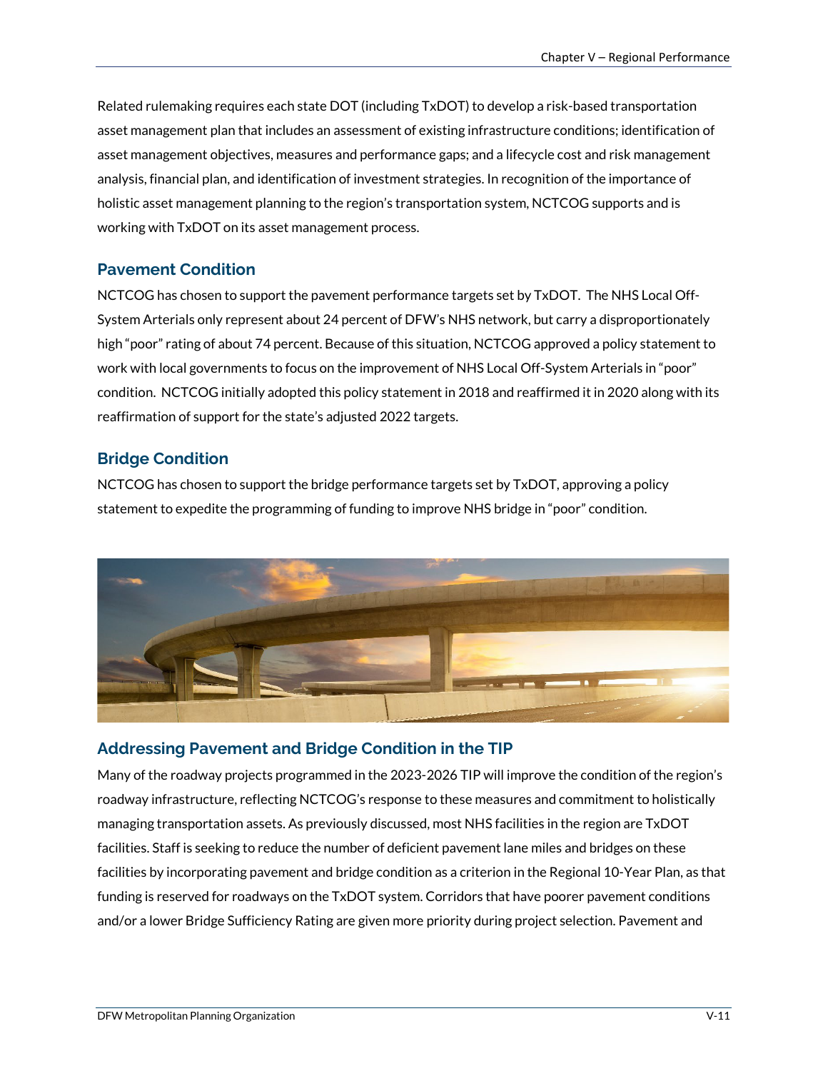Related rulemaking requires each state DOT (including TxDOT) to develop a risk-based transportation asset management plan that includes an assessment of existing infrastructure conditions; identification of asset management objectives, measures and performance gaps; and a lifecycle cost and risk management analysis, financial plan, and identification of investment strategies. In recognition of the importance of holistic asset management planning to the region's transportation system, NCTCOG supports and is working with TxDOT on its asset management process.

## Pavement Condition

NCTCOG has chosen to support the pavement performance targets set by TxDOT. The NHS Local Off-System Arterials only represent about 24 percent of DFW's NHS network, but carry a disproportionately high "poor" rating of about 74 percent. Because of this situation, NCTCOG approved a policy statement to work with local governments to focus on the improvement of NHS Local Off-System Arterials in "poor" condition. NCTCOG initially adopted this policy statement in 2018 and reaffirmed it in 2020 along with its reaffirmation of support for the state's adjusted 2022 targets.

## Bridge Condition

NCTCOG has chosen to support the bridge performance targets set by TxDOT, approving a policy statement to expedite the programming of funding to improve NHS bridge in "poor" condition.

## Addressing Pavement and Bridge Condition in the TIP

Many of the roadway projects programmed in the 2023-2026 TIP will improve the condition of the region's roadway infrastructure, reflecting NCTCOG's response to these measures and commitment to holistically managing transportation assets. As previously discussed, most NHS facilities in the region are TxDOT facilities. Staff is seeking to reduce the number of deficient pavement lane miles and bridges on these facilities by incorporating pavement and bridge condition as a criterion in the Regional 10-Year Plan, as that funding is reserved for roadways on the TxDOT system. Corridors that have poorer pavement conditions and/or a lower Bridge Sufficiency Rating are given more priority during project selection. Pavement and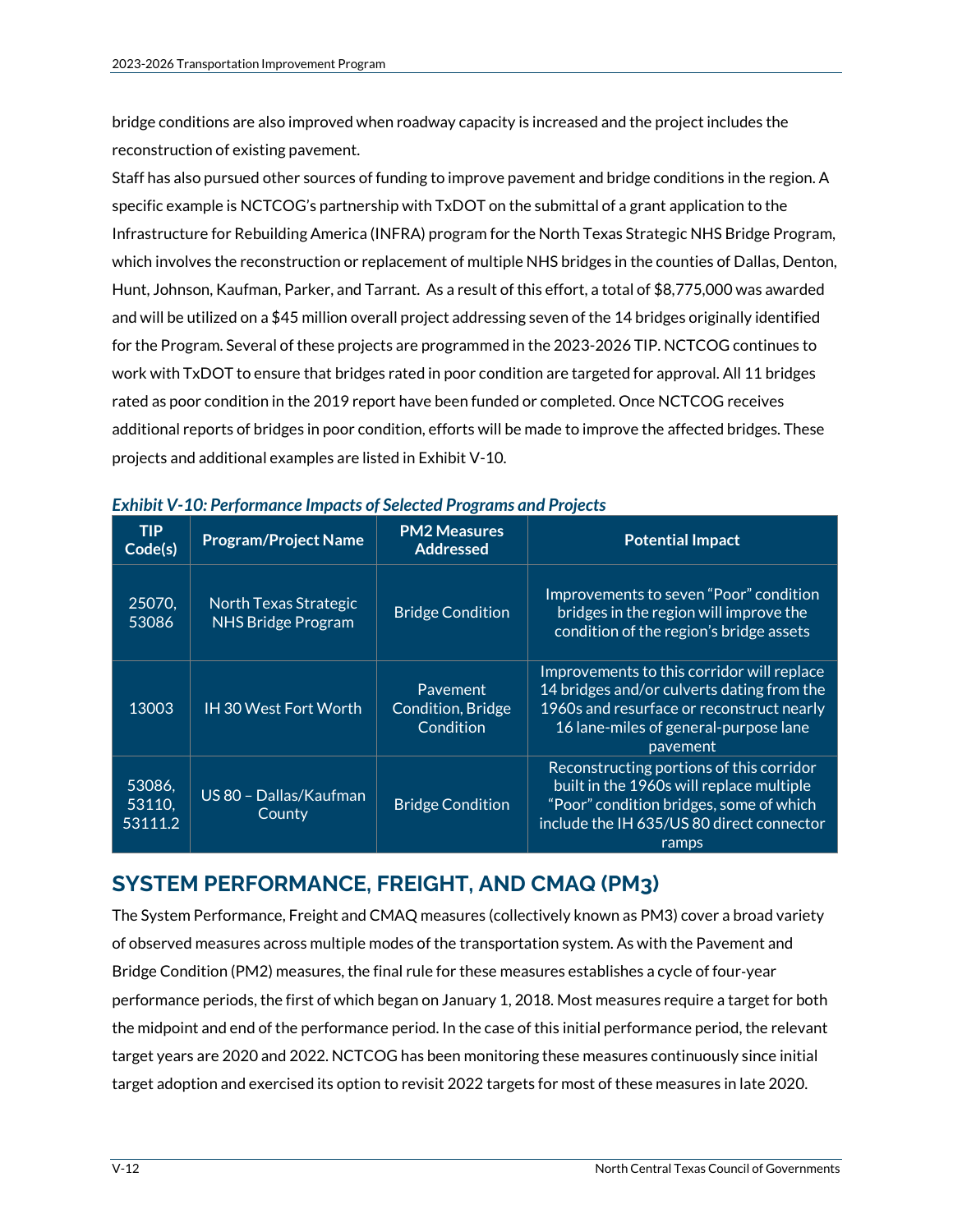bridge conditions are also improved when roadway capacity is increased and the project includes the reconstruction of existing pavement.

Staff has also pursued other sources of funding to improve pavement and bridge conditions in the region. A specific example is NCTCOG's partnership with TxDOT on the submittal of a grant application to the Infrastructure for Rebuilding America (INFRA) program for the North Texas Strategic NHS Bridge Program, which involves the reconstruction or replacement of multiple NHS bridges in the counties of Dallas, Denton, Hunt, Johnson, Kaufman, Parker, and Tarrant. As a result of this effort, a total of $8,775,000 was awarded and will be utilized on a $45 million overall project addressing seven of the 14 bridges originally identified for the Program. Several of these projects are programmed in the 2023-2026 TIP. NCTCOG continues to work with TxDOT to ensure that bridges rated in poor condition are targeted for approval. All 11 bridges rated as poor condition in the 2019 report have been funded or completed. Once NCTCOG receives additional reports of bridges in poor condition, efforts will be made to improve the affected bridges. These projects and additional examples are listed in Exhibit V-10.

***Exhibit V-10: Performance Impacts of Selected Programs and Projects***

| TIP Code(s) | Program/Project Name | PM2 Measures Addressed | Potential Impact |
|---|---|---|---|
| 25070, 53086 | North Texas Strategic NHS Bridge Program | Bridge Condition | Improvements to seven "Poor" condition bridges in the region will improve the condition of the region's bridge assets |
| 13003 | IH 30 West Fort Worth | Pavement Condition, Bridge Condition | Improvements to this corridor will replace 14 bridges and/or culverts dating from the 1960s and resurface or reconstruct nearly 16 lane-miles of general-purpose lane pavement |
| 53086, 53110, 53111.2 | US 80 – Dallas/Kaufman County | Bridge Condition | Reconstructing portions of this corridor built in the 1960s will replace multiple "Poor" condition bridges, some of which include the IH 635/US 80 direct connector ramps |

## SYSTEM PERFORMANCE, FREIGHT, AND CMAQ (PM3)

The System Performance, Freight and CMAQ measures (collectively known as PM3) cover a broad variety of observed measures across multiple modes of the transportation system. As with the Pavement and Bridge Condition (PM2) measures, the final rule for these measures establishes a cycle of four-year performance periods, the first of which began on January 1, 2018. Most measures require a target for both the midpoint and end of the performance period. In the case of this initial performance period, the relevant target years are 2020 and 2022. NCTCOG has been monitoring these measures continuously since initial target adoption and exercised its option to revisit 2022 targets for most of these measures in late 2020.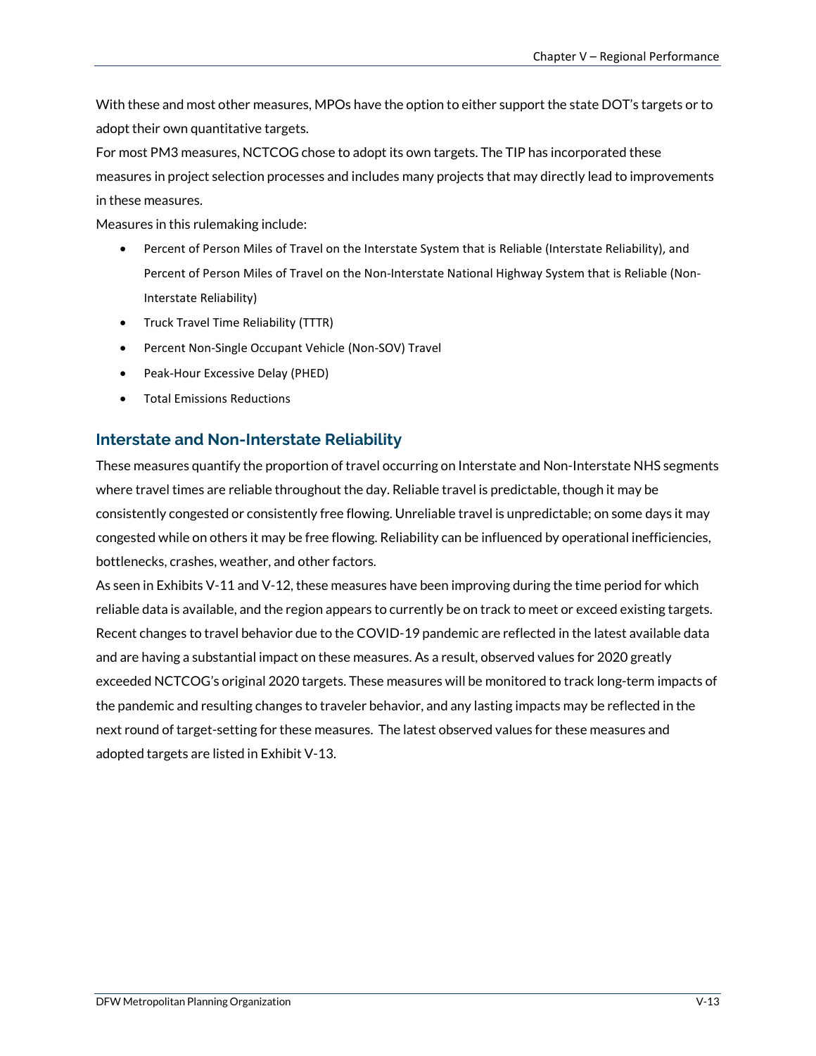With these and most other measures, MPOs have the option to either support the state DOT's targets or to adopt their own quantitative targets.

For most PM3 measures, NCTCOG chose to adopt its own targets. The TIP has incorporated these measures in project selection processes and includes many projects that may directly lead to improvements in these measures.

Measures in this rulemaking include:

- Percent of Person Miles of Travel on the Interstate System that is Reliable (Interstate Reliability), and Percent of Person Miles of Travel on the Non-Interstate National Highway System that is Reliable (Non-Interstate Reliability)
- Truck Travel Time Reliability (TTTR)
- Percent Non-Single Occupant Vehicle (Non-SOV) Travel
- Peak-Hour Excessive Delay (PHED)
- Total Emissions Reductions

## Interstate and Non-Interstate Reliability

These measures quantify the proportion of travel occurring on Interstate and Non-Interstate NHS segments where travel times are reliable throughout the day. Reliable travel is predictable, though it may be consistently congested or consistently free flowing. Unreliable travel is unpredictable; on some days it may congested while on others it may be free flowing. Reliability can be influenced by operational inefficiencies, bottlenecks, crashes, weather, and other factors.

As seen in Exhibits V-11 and V-12, these measures have been improving during the time period for which reliable data is available, and the region appears to currently be on track to meet or exceed existing targets. Recent changes to travel behavior due to the COVID-19 pandemic are reflected in the latest available data and are having a substantial impact on these measures. As a result, observed values for 2020 greatly exceeded NCTCOG's original 2020 targets. These measures will be monitored to track long-term impacts of the pandemic and resulting changes to traveler behavior, and any lasting impacts may be reflected in the next round of target-setting for these measures. The latest observed values for these measures and adopted targets are listed in Exhibit V-13.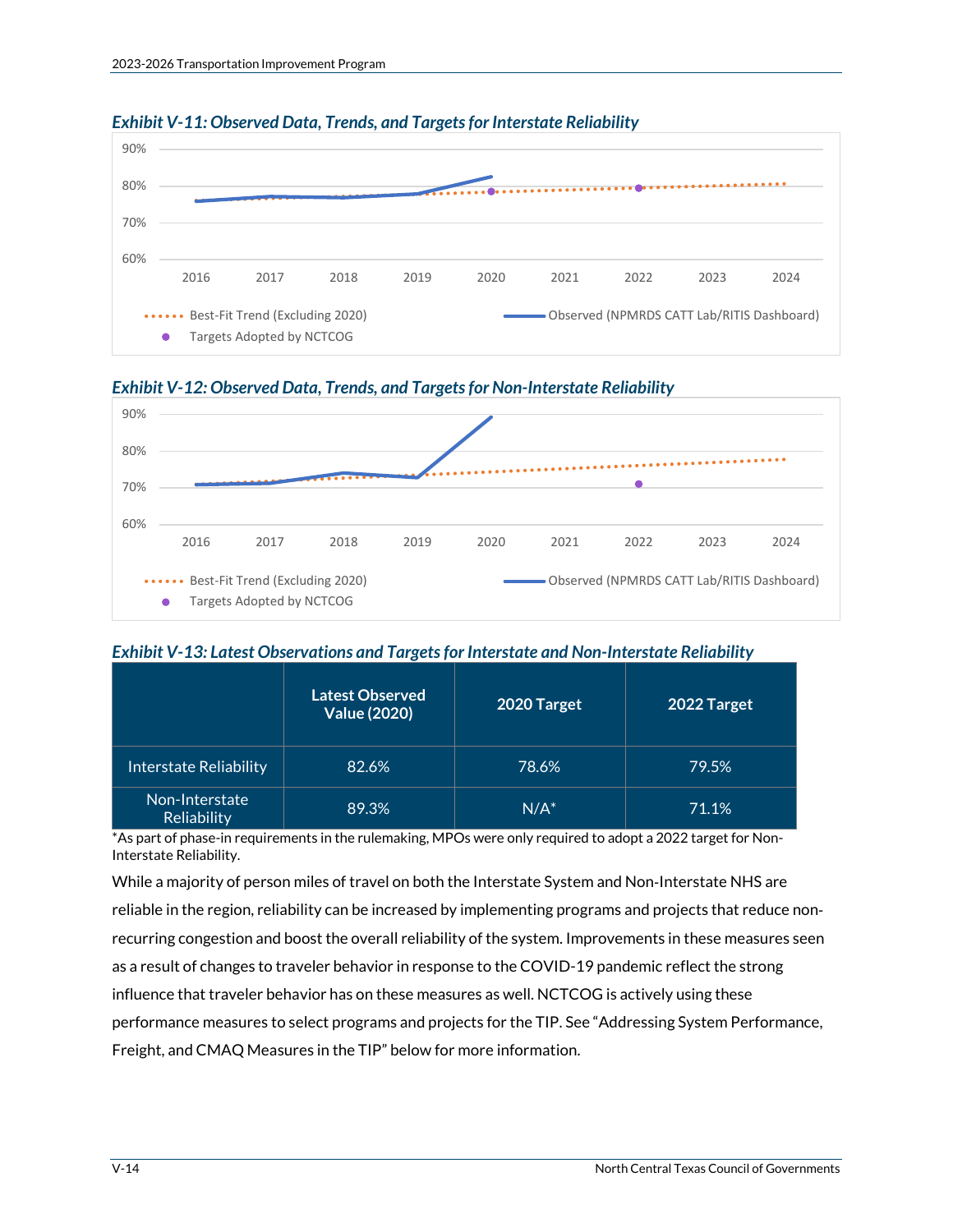*Exhibit V-11: Observed Data, Trends, and Targets for Interstate Reliability*

*Exhibit V-12: Observed Data, Trends, and Targets for Non-Interstate Reliability*

*Exhibit V-13: Latest Observations and Targets for Interstate and Non-Interstate Reliability*

| | Latest Observed Value (2020) | 2020 Target | 2022 Target |
|---|---|---|---|
| Interstate Reliability | 82.6% | 78.6% | 79.5% |
| Non-Interstate Reliability | 89.3% | N/A* | 71.1% |

*As part of phase-in requirements in the rulemaking, MPOs were only required to adopt a 2022 target for Non-Interstate Reliability.

While a majority of person miles of travel on both the Interstate System and Non-Interstate NHS are reliable in the region, reliability can be increased by implementing programs and projects that reduce non-recurring congestion and boost the overall reliability of the system. Improvements in these measures seen as a result of changes to traveler behavior in response to the COVID-19 pandemic reflect the strong influence that traveler behavior has on these measures as well. NCTCOG is actively using these performance measures to select programs and projects for the TIP. See "Addressing System Performance, Freight, and CMAQ Measures in the TIP" below for more information.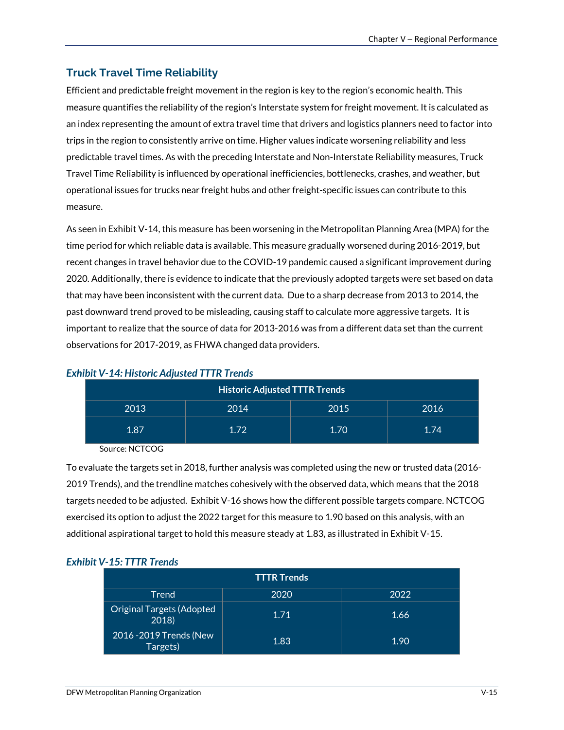## Truck Travel Time Reliability

Efficient and predictable freight movement in the region is key to the region's economic health. This measure quantifies the reliability of the region's Interstate system for freight movement. It is calculated as an index representing the amount of extra travel time that drivers and logistics planners need to factor into trips in the region to consistently arrive on time. Higher values indicate worsening reliability and less predictable travel times. As with the preceding Interstate and Non-Interstate Reliability measures, Truck Travel Time Reliability is influenced by operational inefficiencies, bottlenecks, crashes, and weather, but operational issues for trucks near freight hubs and other freight-specific issues can contribute to this measure.

As seen in Exhibit V-14, this measure has been worsening in the Metropolitan Planning Area (MPA) for the time period for which reliable data is available. This measure gradually worsened during 2016-2019, but recent changes in travel behavior due to the COVID-19 pandemic caused a significant improvement during 2020. Additionally, there is evidence to indicate that the previously adopted targets were set based on data that may have been inconsistent with the current data. Due to a sharp decrease from 2013 to 2014, the past downward trend proved to be misleading, causing staff to calculate more aggressive targets. It is important to realize that the source of data for 2013-2016 was from a different data set than the current observations for 2017-2019, as FHWA changed data providers.

***Exhibit V-14: Historic Adjusted TTTR Trends***

| Historic Adjusted TTTR Trends | | | |
|---|---|---|---|
| 2013 | 2014 | 2015 | 2016 |
| 1.87 | 1.72 | 1.70 | 1.74 |

Source: NCTCOG

To evaluate the targets set in 2018, further analysis was completed using the new or trusted data (2016-2019 Trends), and the trendline matches cohesively with the observed data, which means that the 2018 targets needed to be adjusted. Exhibit V-16 shows how the different possible targets compare. NCTCOG exercised its option to adjust the 2022 target for this measure to 1.90 based on this analysis, with an additional aspirational target to hold this measure steady at 1.83, as illustrated in Exhibit V-15.

***Exhibit V-15: TTTR Trends***

| TTTR Trends | | |
|---|---|---|
| Trend | 2020 | 2022 |
| Original Targets (Adopted 2018) | 1.71 | 1.66 |
| 2016 -2019 Trends (New Targets) | 1.83 | 1.90 |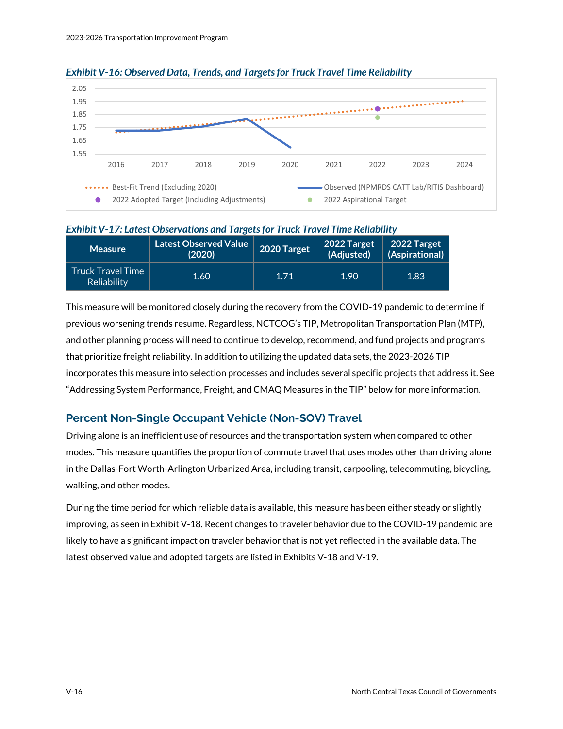*Exhibit V-16: Observed Data, Trends, and Targets for Truck Travel Time Reliability*

*Exhibit V-17: Latest Observations and Targets for Truck Travel Time Reliability*

| Measure | Latest Observed Value (2020) | 2020 Target | 2022 Target (Adjusted) | 2022 Target (Aspirational) |
|---|---|---|---|---|
| Truck Travel Time Reliability | 1.60 | 1.71 | 1.90 | 1.83 |

This measure will be monitored closely during the recovery from the COVID-19 pandemic to determine if previous worsening trends resume. Regardless, NCTCOG's TIP, Metropolitan Transportation Plan (MTP), and other planning process will need to continue to develop, recommend, and fund projects and programs that prioritize freight reliability. In addition to utilizing the updated data sets, the 2023-2026 TIP incorporates this measure into selection processes and includes several specific projects that address it. See "Addressing System Performance, Freight, and CMAQ Measures in the TIP" below for more information.

## Percent Non-Single Occupant Vehicle (Non-SOV) Travel

Driving alone is an inefficient use of resources and the transportation system when compared to other modes. This measure quantifies the proportion of commute travel that uses modes other than driving alone in the Dallas-Fort Worth-Arlington Urbanized Area, including transit, carpooling, telecommuting, bicycling, walking, and other modes.

During the time period for which reliable data is available, this measure has been either steady or slightly improving, as seen in Exhibit V-18. Recent changes to traveler behavior due to the COVID-19 pandemic are likely to have a significant impact on traveler behavior that is not yet reflected in the available data. The latest observed value and adopted targets are listed in Exhibits V-18 and V-19.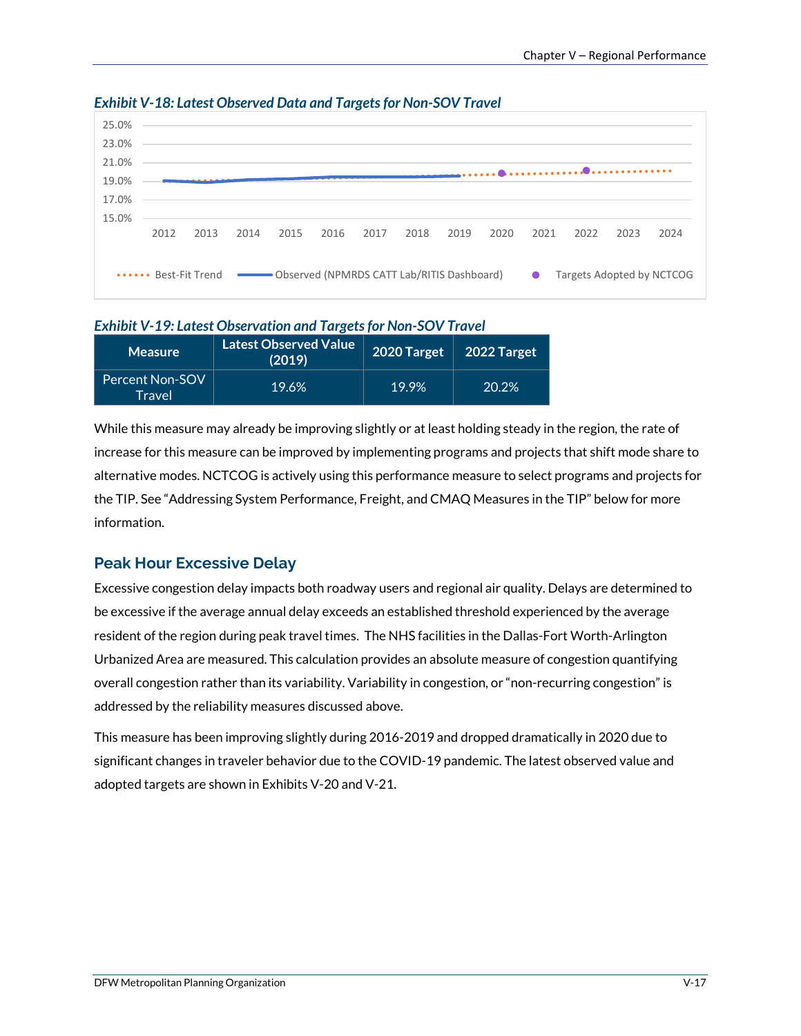*Exhibit V-18: Latest Observed Data and Targets for Non-SOV Travel*

*Exhibit V-19: Latest Observation and Targets for Non-SOV Travel*

| Measure | Latest Observed Value (2019) | 2020 Target | 2022 Target |
|---|---|---|---|
| Percent Non-SOV Travel | 19.6% | 19.9% | 20.2% |

While this measure may already be improving slightly or at least holding steady in the region, the rate of increase for this measure can be improved by implementing programs and projects that shift mode share to alternative modes. NCTCOG is actively using this performance measure to select programs and projects for the TIP. See "Addressing System Performance, Freight, and CMAQ Measures in the TIP" below for more information.

## Peak Hour Excessive Delay

Excessive congestion delay impacts both roadway users and regional air quality. Delays are determined to be excessive if the average annual delay exceeds an established threshold experienced by the average resident of the region during peak travel times. The NHS facilities in the Dallas-Fort Worth-Arlington Urbanized Area are measured. This calculation provides an absolute measure of congestion quantifying overall congestion rather than its variability. Variability in congestion, or "non-recurring congestion" is addressed by the reliability measures discussed above.

This measure has been improving slightly during 2016-2019 and dropped dramatically in 2020 due to significant changes in traveler behavior due to the COVID-19 pandemic. The latest observed value and adopted targets are shown in Exhibits V-20 and V-21.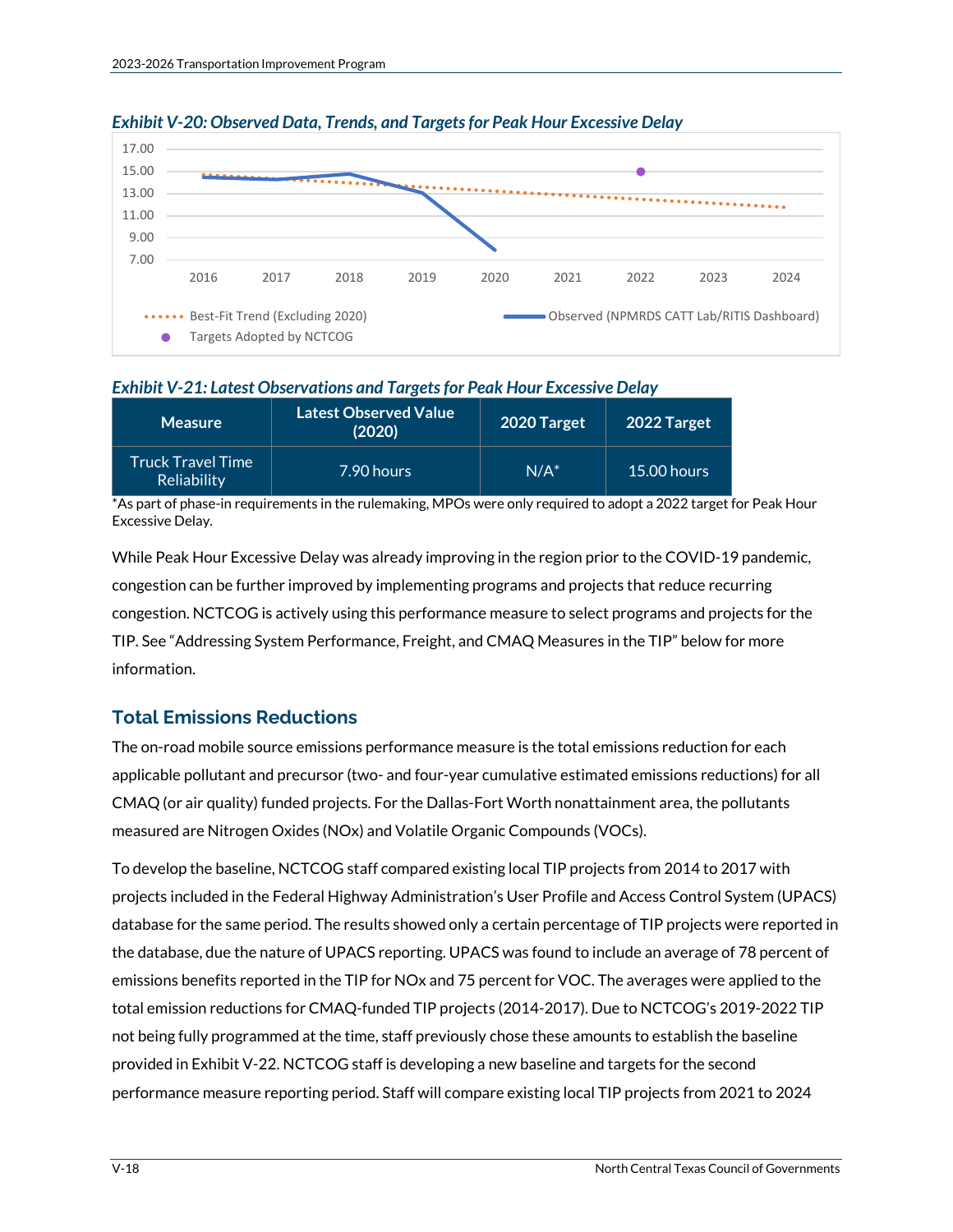*Exhibit V-20: Observed Data, Trends, and Targets for Peak Hour Excessive Delay*

*Exhibit V-21: Latest Observations and Targets for Peak Hour Excessive Delay*

| Measure | Latest Observed Value (2020) | 2020 Target | 2022 Target |
|---|---|---|---|
| Truck Travel Time Reliability | 7.90 hours | N/A* | 15.00 hours |

*As part of phase-in requirements in the rulemaking, MPOs were only required to adopt a 2022 target for Peak Hour Excessive Delay.

While Peak Hour Excessive Delay was already improving in the region prior to the COVID-19 pandemic, congestion can be further improved by implementing programs and projects that reduce recurring congestion. NCTCOG is actively using this performance measure to select programs and projects for the TIP. See "Addressing System Performance, Freight, and CMAQ Measures in the TIP" below for more information.

## Total Emissions Reductions

The on-road mobile source emissions performance measure is the total emissions reduction for each applicable pollutant and precursor (two- and four-year cumulative estimated emissions reductions) for all CMAQ (or air quality) funded projects. For the Dallas-Fort Worth nonattainment area, the pollutants measured are Nitrogen Oxides (NOx) and Volatile Organic Compounds (VOCs).

To develop the baseline, NCTCOG staff compared existing local TIP projects from 2014 to 2017 with projects included in the Federal Highway Administration's User Profile and Access Control System (UPACS) database for the same period. The results showed only a certain percentage of TIP projects were reported in the database, due the nature of UPACS reporting. UPACS was found to include an average of 78 percent of emissions benefits reported in the TIP for NOx and 75 percent for VOC. The averages were applied to the total emission reductions for CMAQ-funded TIP projects (2014-2017). Due to NCTCOG's 2019-2022 TIP not being fully programmed at the time, staff previously chose these amounts to establish the baseline provided in Exhibit V-22. NCTCOG staff is developing a new baseline and targets for the second performance measure reporting period. Staff will compare existing local TIP projects from 2021 to 2024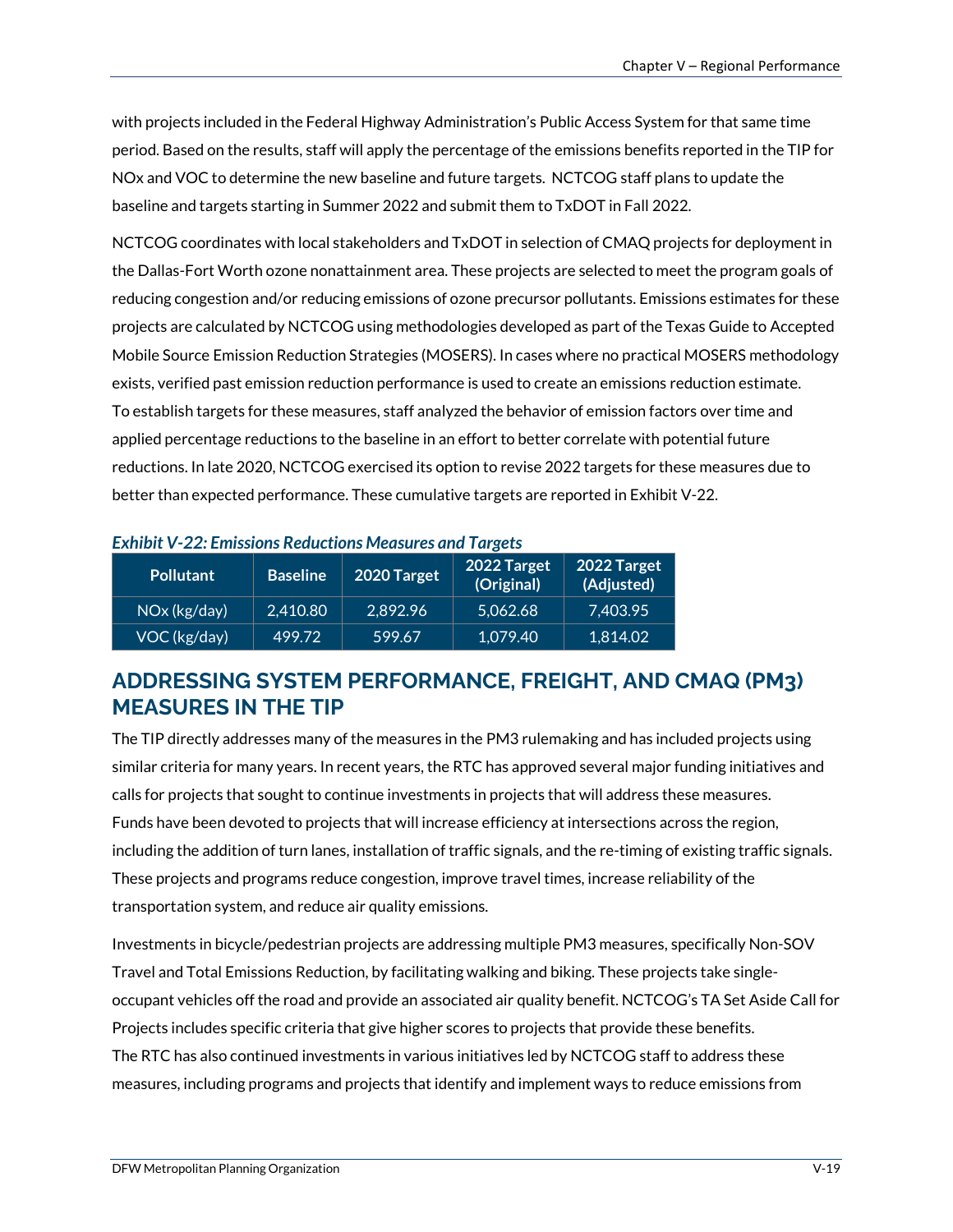with projects included in the Federal Highway Administration's Public Access System for that same time period. Based on the results, staff will apply the percentage of the emissions benefits reported in the TIP for NOx and VOC to determine the new baseline and future targets. NCTCOG staff plans to update the baseline and targets starting in Summer 2022 and submit them to TxDOT in Fall 2022.

NCTCOG coordinates with local stakeholders and TxDOT in selection of CMAQ projects for deployment in the Dallas-Fort Worth ozone nonattainment area. These projects are selected to meet the program goals of reducing congestion and/or reducing emissions of ozone precursor pollutants. Emissions estimates for these projects are calculated by NCTCOG using methodologies developed as part of the Texas Guide to Accepted Mobile Source Emission Reduction Strategies (MOSERS). In cases where no practical MOSERS methodology exists, verified past emission reduction performance is used to create an emissions reduction estimate. To establish targets for these measures, staff analyzed the behavior of emission factors over time and applied percentage reductions to the baseline in an effort to better correlate with potential future reductions. In late 2020, NCTCOG exercised its option to revise 2022 targets for these measures due to better than expected performance. These cumulative targets are reported in Exhibit V-22.

***Exhibit V-22: Emissions Reductions Measures and Targets***

| Pollutant | Baseline | 2020 Target | 2022 Target (Original) | 2022 Target (Adjusted) |
|---|---|---|---|---|
| NOx (kg/day) | 2,410.80 | 2,892.96 | 5,062.68 | 7,403.95 |
| VOC (kg/day) | 499.72 | 599.67 | 1,079.40 | 1,814.02 |

## ADDRESSING SYSTEM PERFORMANCE, FREIGHT, AND CMAQ (PM3) MEASURES IN THE TIP

The TIP directly addresses many of the measures in the PM3 rulemaking and has included projects using similar criteria for many years. In recent years, the RTC has approved several major funding initiatives and calls for projects that sought to continue investments in projects that will address these measures. Funds have been devoted to projects that will increase efficiency at intersections across the region, including the addition of turn lanes, installation of traffic signals, and the re-timing of existing traffic signals. These projects and programs reduce congestion, improve travel times, increase reliability of the transportation system, and reduce air quality emissions.

Investments in bicycle/pedestrian projects are addressing multiple PM3 measures, specifically Non-SOV Travel and Total Emissions Reduction, by facilitating walking and biking. These projects take single-occupant vehicles off the road and provide an associated air quality benefit. NCTCOG's TA Set Aside Call for Projects includes specific criteria that give higher scores to projects that provide these benefits. The RTC has also continued investments in various initiatives led by NCTCOG staff to address these measures, including programs and projects that identify and implement ways to reduce emissions from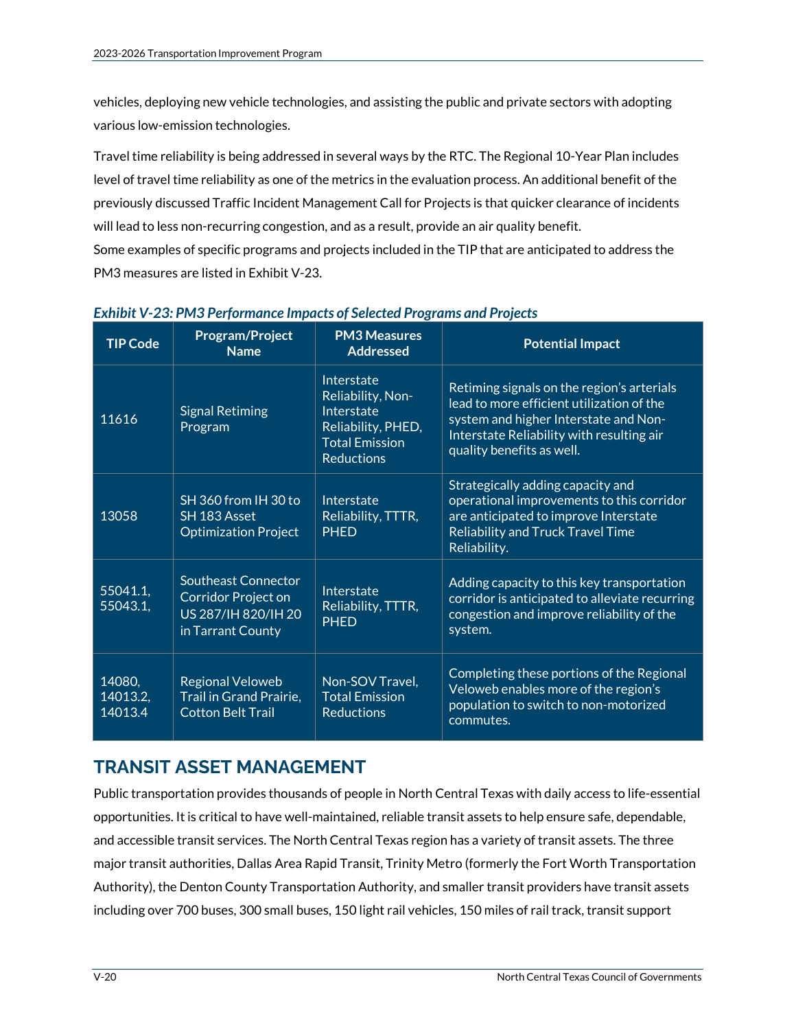vehicles, deploying new vehicle technologies, and assisting the public and private sectors with adopting various low-emission technologies.

Travel time reliability is being addressed in several ways by the RTC. The Regional 10-Year Plan includes level of travel time reliability as one of the metrics in the evaluation process. An additional benefit of the previously discussed Traffic Incident Management Call for Projects is that quicker clearance of incidents will lead to less non-recurring congestion, and as a result, provide an air quality benefit.
Some examples of specific programs and projects included in the TIP that are anticipated to address the PM3 measures are listed in Exhibit V-23.

***Exhibit V-23: PM3 Performance Impacts of Selected Programs and Projects***

| TIP Code | Program/Project Name | PM3 Measures Addressed | Potential Impact |
|---|---|---|---|
| 11616 | Signal Retiming Program | Interstate Reliability, Non-Interstate Reliability, PHED, Total Emission Reductions | Retiming signals on the region's arterials lead to more efficient utilization of the system and higher Interstate and Non-Interstate Reliability with resulting air quality benefits as well. |
| 13058 | SH 360 from IH 30 to SH 183 Asset Optimization Project | Interstate Reliability, TTTR, PHED | Strategically adding capacity and operational improvements to this corridor are anticipated to improve Interstate Reliability and Truck Travel Time Reliability. |
| 55041.1, 55043.1, | Southeast Connector Corridor Project on US 287/IH 820/IH 20 in Tarrant County | Interstate Reliability, TTTR, PHED | Adding capacity to this key transportation corridor is anticipated to alleviate recurring congestion and improve reliability of the system. |
| 14080, 14013.2, 14013.4 | Regional Veloweb Trail in Grand Prairie, Cotton Belt Trail | Non-SOV Travel, Total Emission Reductions | Completing these portions of the Regional Veloweb enables more of the region's population to switch to non-motorized commutes. |

## TRANSIT ASSET MANAGEMENT

Public transportation provides thousands of people in North Central Texas with daily access to life-essential opportunities. It is critical to have well-maintained, reliable transit assets to help ensure safe, dependable, and accessible transit services. The North Central Texas region has a variety of transit assets. The three major transit authorities, Dallas Area Rapid Transit, Trinity Metro (formerly the Fort Worth Transportation Authority), the Denton County Transportation Authority, and smaller transit providers have transit assets including over 700 buses, 300 small buses, 150 light rail vehicles, 150 miles of rail track, transit support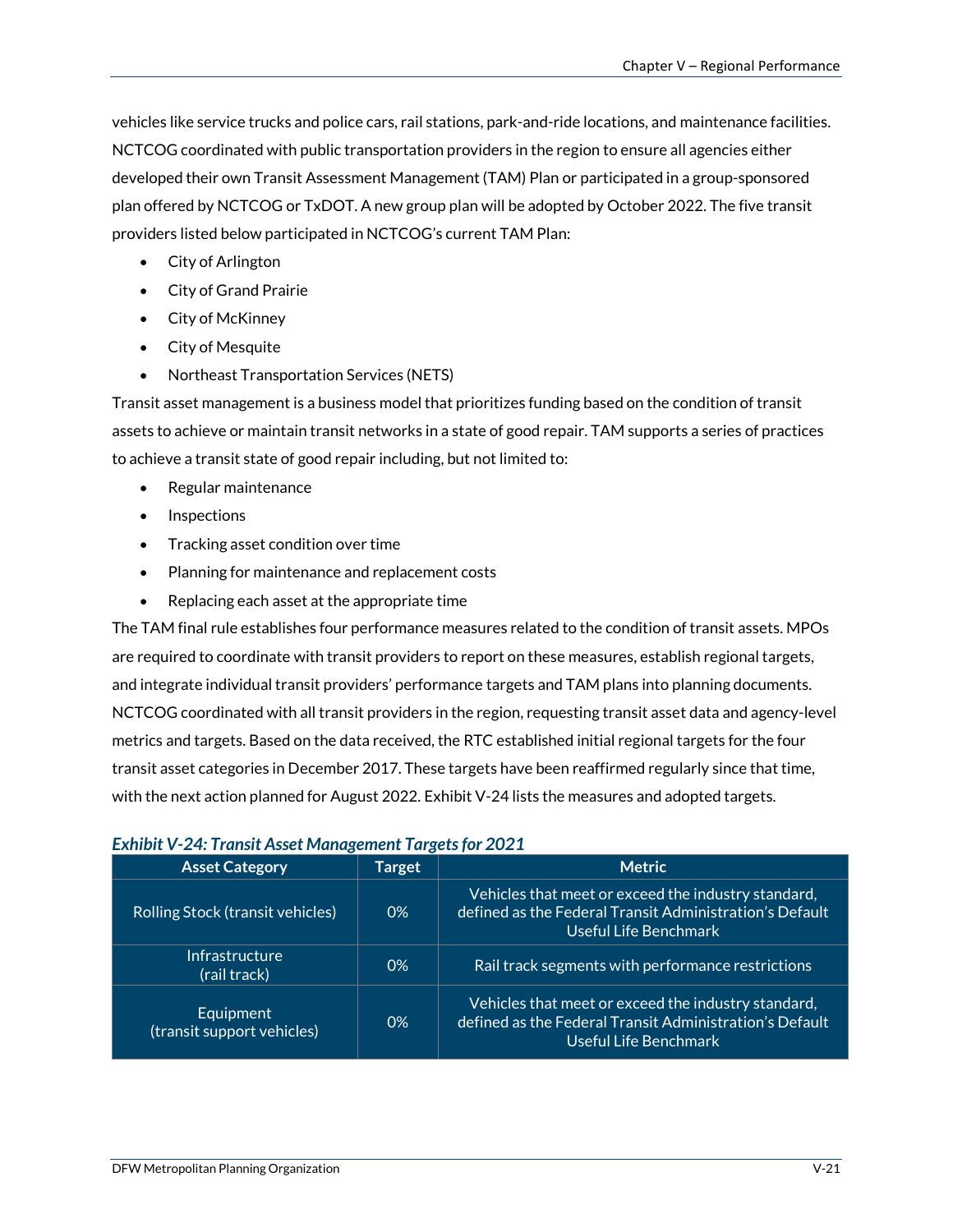vehicles like service trucks and police cars, rail stations, park-and-ride locations, and maintenance facilities. NCTCOG coordinated with public transportation providers in the region to ensure all agencies either developed their own Transit Assessment Management (TAM) Plan or participated in a group-sponsored plan offered by NCTCOG or TxDOT. A new group plan will be adopted by October 2022. The five transit providers listed below participated in NCTCOG's current TAM Plan:

- City of Arlington
- City of Grand Prairie
- City of McKinney
- City of Mesquite
- Northeast Transportation Services (NETS)

Transit asset management is a business model that prioritizes funding based on the condition of transit assets to achieve or maintain transit networks in a state of good repair. TAM supports a series of practices to achieve a transit state of good repair including, but not limited to:

- Regular maintenance
- Inspections
- Tracking asset condition over time
- Planning for maintenance and replacement costs
- Replacing each asset at the appropriate time

The TAM final rule establishes four performance measures related to the condition of transit assets. MPOs are required to coordinate with transit providers to report on these measures, establish regional targets, and integrate individual transit providers' performance targets and TAM plans into planning documents. NCTCOG coordinated with all transit providers in the region, requesting transit asset data and agency-level metrics and targets. Based on the data received, the RTC established initial regional targets for the four transit asset categories in December 2017. These targets have been reaffirmed regularly since that time, with the next action planned for August 2022. Exhibit V-24 lists the measures and adopted targets.

***Exhibit V-24: Transit Asset Management Targets for 2021***

| Asset Category | Target | Metric |
|---|---|---|
| Rolling Stock (transit vehicles) | 0% | Vehicles that meet or exceed the industry standard, defined as the Federal Transit Administration's Default Useful Life Benchmark |
| Infrastructure (rail track) | 0% | Rail track segments with performance restrictions |
| Equipment (transit support vehicles) | 0% | Vehicles that meet or exceed the industry standard, defined as the Federal Transit Administration's Default Useful Life Benchmark |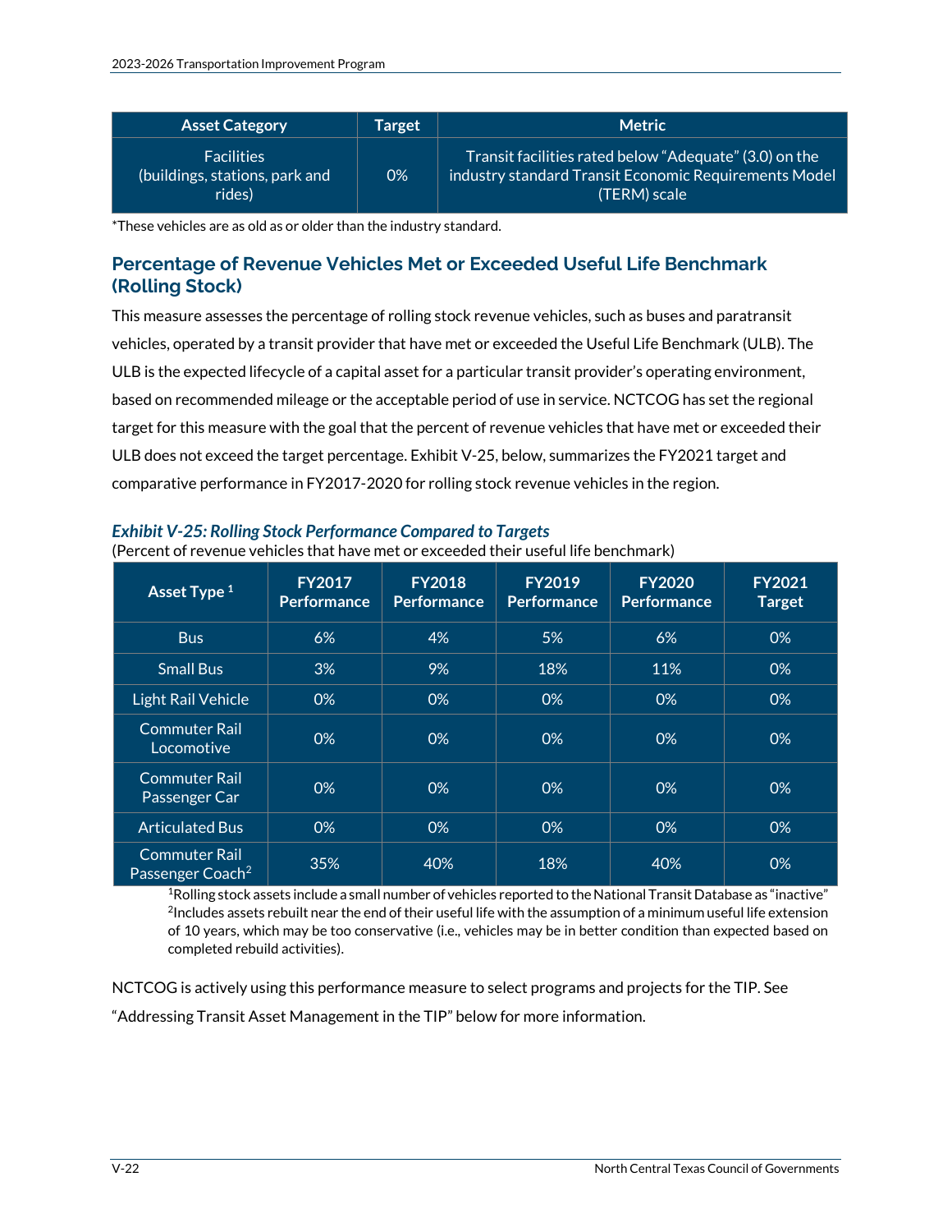| Asset Category | Target | Metric |
|---|---|---|
| Facilities (buildings, stations, park and rides) | 0% | Transit facilities rated below "Adequate" (3.0) on the industry standard Transit Economic Requirements Model (TERM) scale |

*These vehicles are as old as or older than the industry standard.

### Percentage of Revenue Vehicles Met or Exceeded Useful Life Benchmark (Rolling Stock)

This measure assesses the percentage of rolling stock revenue vehicles, such as buses and paratransit vehicles, operated by a transit provider that have met or exceeded the Useful Life Benchmark (ULB). The ULB is the expected lifecycle of a capital asset for a particular transit provider's operating environment, based on recommended mileage or the acceptable period of use in service. NCTCOG has set the regional target for this measure with the goal that the percent of revenue vehicles that have met or exceeded their ULB does not exceed the target percentage. Exhibit V-25, below, summarizes the FY2021 target and comparative performance in FY2017-2020 for rolling stock revenue vehicles in the region.

***Exhibit V-25: Rolling Stock Performance Compared to Targets***

(Percent of revenue vehicles that have met or exceeded their useful life benchmark)

| Asset Type [1] | FY2017 Performance | FY2018 Performance | FY2019 Performance | FY2020 Performance | FY2021 Target |
|---|---|---|---|---|---|
| Bus | 6% | 4% | 5% | 6% | 0% |
| Small Bus | 3% | 9% | 18% | 11% | 0% |
| Light Rail Vehicle | 0% | 0% | 0% | 0% | 0% |
| Commuter Rail Locomotive | 0% | 0% | 0% | 0% | 0% |
| Commuter Rail Passenger Car | 0% | 0% | 0% | 0% | 0% |
| Articulated Bus | 0% | 0% | 0% | 0% | 0% |
| Commuter Rail Passenger Coach[2] | 35% | 40% | 18% | 40% | 0% |

[1]Rolling stock assets include a small number of vehicles reported to the National Transit Database as "inactive"
[2]Includes assets rebuilt near the end of their useful life with the assumption of a minimum useful life extension of 10 years, which may be too conservative (i.e., vehicles may be in better condition than expected based on completed rebuild activities).

NCTCOG is actively using this performance measure to select programs and projects for the TIP. See "Addressing Transit Asset Management in the TIP" below for more information.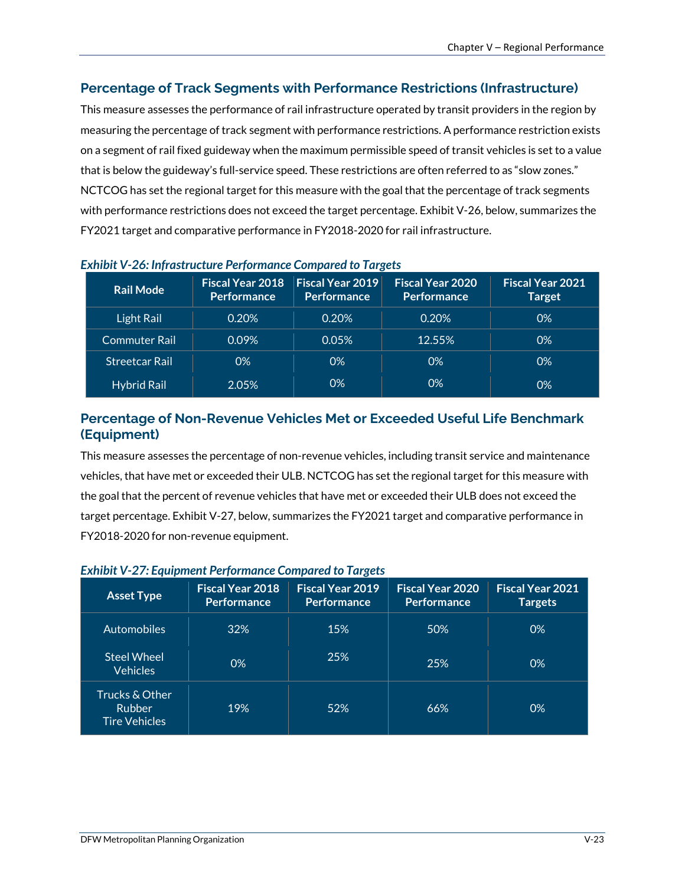## Percentage of Track Segments with Performance Restrictions (Infrastructure)

This measure assesses the performance of rail infrastructure operated by transit providers in the region by measuring the percentage of track segment with performance restrictions. A performance restriction exists on a segment of rail fixed guideway when the maximum permissible speed of transit vehicles is set to a value that is below the guideway's full-service speed. These restrictions are often referred to as "slow zones." NCTCOG has set the regional target for this measure with the goal that the percentage of track segments with performance restrictions does not exceed the target percentage. Exhibit V-26, below, summarizes the FY2021 target and comparative performance in FY2018-2020 for rail infrastructure.

*Exhibit V-26: Infrastructure Performance Compared to Targets*

| Rail Mode | Fiscal Year 2018 Performance | Fiscal Year 2019 Performance | Fiscal Year 2020 Performance | Fiscal Year 2021 Target |
|---|---|---|---|---|
| Light Rail | 0.20% | 0.20% | 0.20% | 0% |
| Commuter Rail | 0.09% | 0.05% | 12.55% | 0% |
| Streetcar Rail | 0% | 0% | 0% | 0% |
| Hybrid Rail | 2.05% | 0% | 0% | 0% |

## Percentage of Non-Revenue Vehicles Met or Exceeded Useful Life Benchmark (Equipment)

This measure assesses the percentage of non-revenue vehicles, including transit service and maintenance vehicles, that have met or exceeded their ULB. NCTCOG has set the regional target for this measure with the goal that the percent of revenue vehicles that have met or exceeded their ULB does not exceed the target percentage. Exhibit V-27, below, summarizes the FY2021 target and comparative performance in FY2018-2020 for non-revenue equipment.

*Exhibit V-27: Equipment Performance Compared to Targets*

| Asset Type | Fiscal Year 2018 Performance | Fiscal Year 2019 Performance | Fiscal Year 2020 Performance | Fiscal Year 2021 Targets |
|---|---|---|---|---|
| Automobiles | 32% | 15% | 50% | 0% |
| Steel Wheel Vehicles | 0% | 25% | 25% | 0% |
| Trucks & Other Rubber Tire Vehicles | 19% | 52% | 66% | 0% |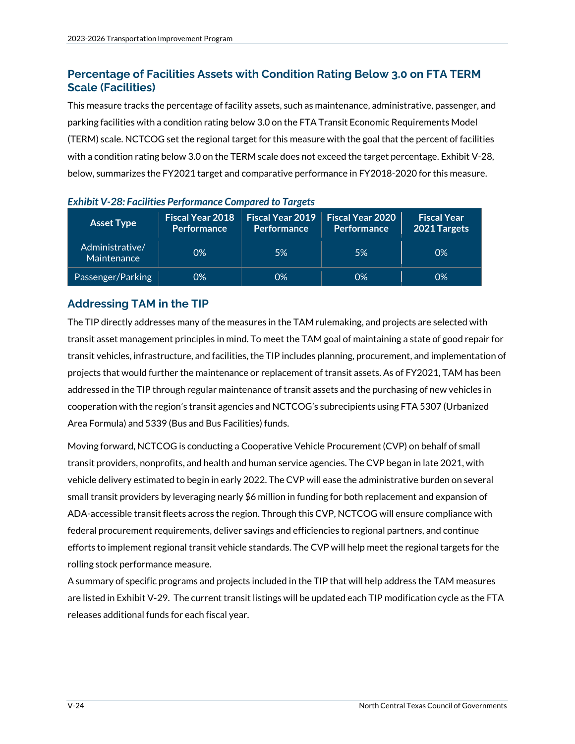## Percentage of Facilities Assets with Condition Rating Below 3.0 on FTA TERM Scale (Facilities)

This measure tracks the percentage of facility assets, such as maintenance, administrative, passenger, and parking facilities with a condition rating below 3.0 on the FTA Transit Economic Requirements Model (TERM) scale. NCTCOG set the regional target for this measure with the goal that the percent of facilities with a condition rating below 3.0 on the TERM scale does not exceed the target percentage. Exhibit V-28, below, summarizes the FY2021 target and comparative performance in FY2018-2020 for this measure.

*Exhibit V-28: Facilities Performance Compared to Targets*

| Asset Type | Fiscal Year 2018 Performance | Fiscal Year 2019 Performance | Fiscal Year 2020 Performance | Fiscal Year 2021 Targets |
|---|---|---|---|---|
| Administrative/ Maintenance | 0% | 5% | 5% | 0% |
| Passenger/Parking | 0% | 0% | 0% | 0% |

## Addressing TAM in the TIP

The TIP directly addresses many of the measures in the TAM rulemaking, and projects are selected with transit asset management principles in mind. To meet the TAM goal of maintaining a state of good repair for transit vehicles, infrastructure, and facilities, the TIP includes planning, procurement, and implementation of projects that would further the maintenance or replacement of transit assets. As of FY2021, TAM has been addressed in the TIP through regular maintenance of transit assets and the purchasing of new vehicles in cooperation with the region's transit agencies and NCTCOG's subrecipients using FTA 5307 (Urbanized Area Formula) and 5339 (Bus and Bus Facilities) funds.

Moving forward, NCTCOG is conducting a Cooperative Vehicle Procurement (CVP) on behalf of small transit providers, nonprofits, and health and human service agencies. The CVP began in late 2021, with vehicle delivery estimated to begin in early 2022. The CVP will ease the administrative burden on several small transit providers by leveraging nearly $6 million in funding for both replacement and expansion of ADA-accessible transit fleets across the region. Through this CVP, NCTCOG will ensure compliance with federal procurement requirements, deliver savings and efficiencies to regional partners, and continue efforts to implement regional transit vehicle standards. The CVP will help meet the regional targets for the rolling stock performance measure.

A summary of specific programs and projects included in the TIP that will help address the TAM measures are listed in Exhibit V-29. The current transit listings will be updated each TIP modification cycle as the FTA releases additional funds for each fiscal year.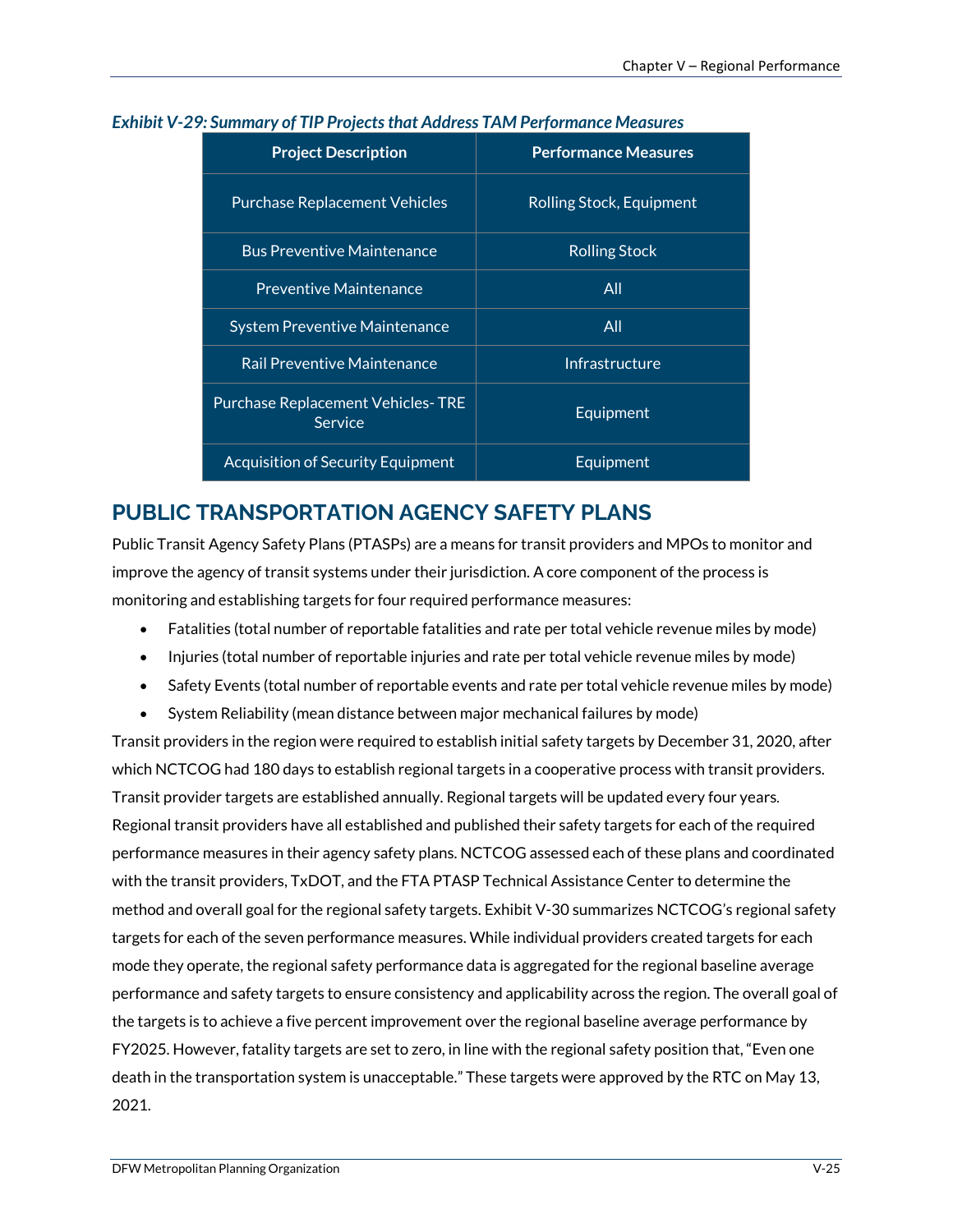*Exhibit V-29: Summary of TIP Projects that Address TAM Performance Measures*

| Project Description | Performance Measures |
|---|---|
| Purchase Replacement Vehicles | Rolling Stock, Equipment |
| Bus Preventive Maintenance | Rolling Stock |
| Preventive Maintenance | All |
| System Preventive Maintenance | All |
| Rail Preventive Maintenance | Infrastructure |
| Purchase Replacement Vehicles- TRE Service | Equipment |
| Acquisition of Security Equipment | Equipment |

## PUBLIC TRANSPORTATION AGENCY SAFETY PLANS

Public Transit Agency Safety Plans (PTASPs) are a means for transit providers and MPOs to monitor and improve the agency of transit systems under their jurisdiction. A core component of the process is monitoring and establishing targets for four required performance measures:

- Fatalities (total number of reportable fatalities and rate per total vehicle revenue miles by mode)
- Injuries (total number of reportable injuries and rate per total vehicle revenue miles by mode)
- Safety Events (total number of reportable events and rate per total vehicle revenue miles by mode)
- System Reliability (mean distance between major mechanical failures by mode)

Transit providers in the region were required to establish initial safety targets by December 31, 2020, after which NCTCOG had 180 days to establish regional targets in a cooperative process with transit providers. Transit provider targets are established annually. Regional targets will be updated every four years. Regional transit providers have all established and published their safety targets for each of the required performance measures in their agency safety plans. NCTCOG assessed each of these plans and coordinated with the transit providers, TxDOT, and the FTA PTASP Technical Assistance Center to determine the method and overall goal for the regional safety targets. Exhibit V-30 summarizes NCTCOG's regional safety targets for each of the seven performance measures. While individual providers created targets for each mode they operate, the regional safety performance data is aggregated for the regional baseline average performance and safety targets to ensure consistency and applicability across the region. The overall goal of the targets is to achieve a five percent improvement over the regional baseline average performance by FY2025. However, fatality targets are set to zero, in line with the regional safety position that, "Even one death in the transportation system is unacceptable." These targets were approved by the RTC on May 13, 2021.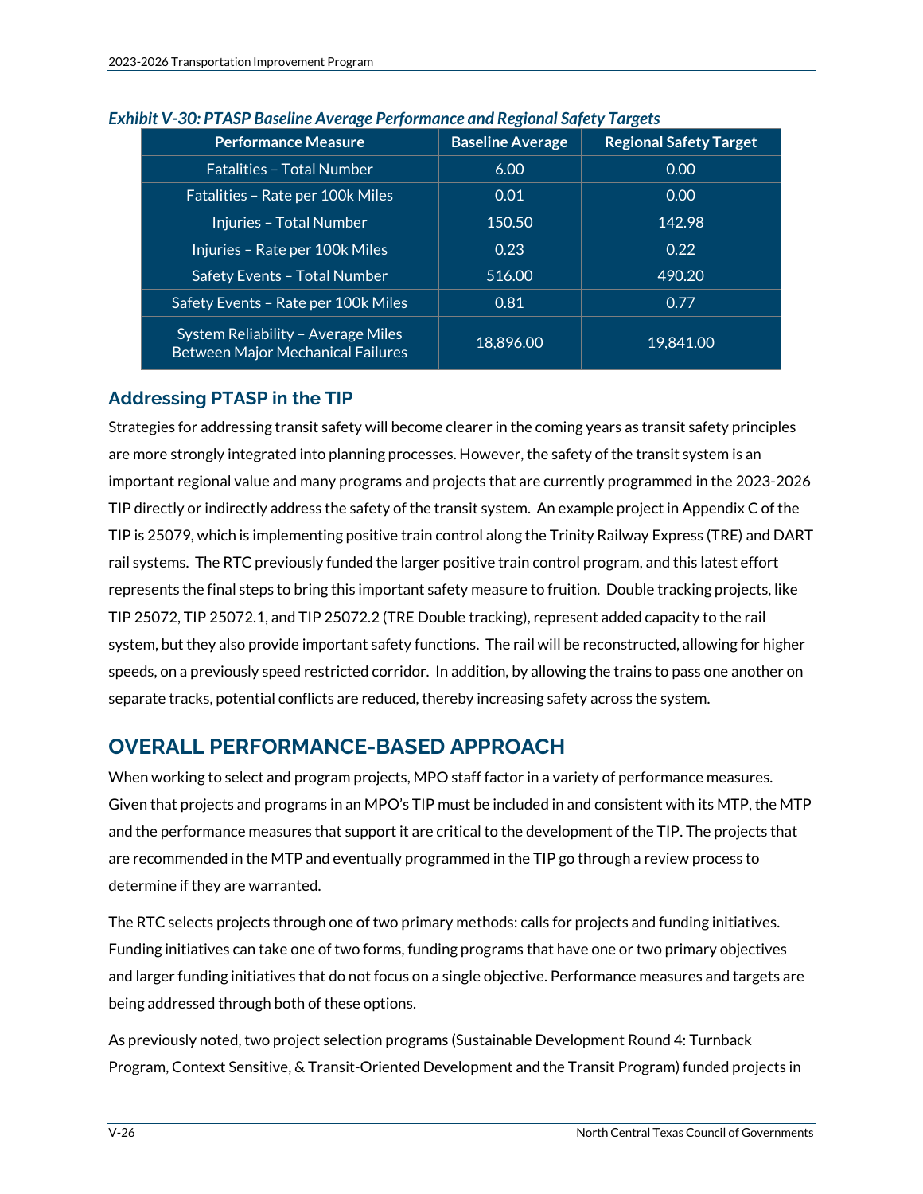*Exhibit V-30: PTASP Baseline Average Performance and Regional Safety Targets*

| Performance Measure | Baseline Average | Regional Safety Target |
|---|---|---|
| Fatalities – Total Number | 6.00 | 0.00 |
| Fatalities – Rate per 100k Miles | 0.01 | 0.00 |
| Injuries – Total Number | 150.50 | 142.98 |
| Injuries – Rate per 100k Miles | 0.23 | 0.22 |
| Safety Events – Total Number | 516.00 | 490.20 |
| Safety Events – Rate per 100k Miles | 0.81 | 0.77 |
| System Reliability – Average Miles Between Major Mechanical Failures | 18,896.00 | 19,841.00 |

### Addressing PTASP in the TIP

Strategies for addressing transit safety will become clearer in the coming years as transit safety principles are more strongly integrated into planning processes. However, the safety of the transit system is an important regional value and many programs and projects that are currently programmed in the 2023-2026 TIP directly or indirectly address the safety of the transit system. An example project in Appendix C of the TIP is 25079, which is implementing positive train control along the Trinity Railway Express (TRE) and DART rail systems. The RTC previously funded the larger positive train control program, and this latest effort represents the final steps to bring this important safety measure to fruition. Double tracking projects, like TIP 25072, TIP 25072.1, and TIP 25072.2 (TRE Double tracking), represent added capacity to the rail system, but they also provide important safety functions. The rail will be reconstructed, allowing for higher speeds, on a previously speed restricted corridor. In addition, by allowing the trains to pass one another on separate tracks, potential conflicts are reduced, thereby increasing safety across the system.

## OVERALL PERFORMANCE-BASED APPROACH

When working to select and program projects, MPO staff factor in a variety of performance measures. Given that projects and programs in an MPO's TIP must be included in and consistent with its MTP, the MTP and the performance measures that support it are critical to the development of the TIP. The projects that are recommended in the MTP and eventually programmed in the TIP go through a review process to determine if they are warranted.

The RTC selects projects through one of two primary methods: calls for projects and funding initiatives. Funding initiatives can take one of two forms, funding programs that have one or two primary objectives and larger funding initiatives that do not focus on a single objective. Performance measures and targets are being addressed through both of these options.

As previously noted, two project selection programs (Sustainable Development Round 4: Turnback Program, Context Sensitive, & Transit-Oriented Development and the Transit Program) funded projects in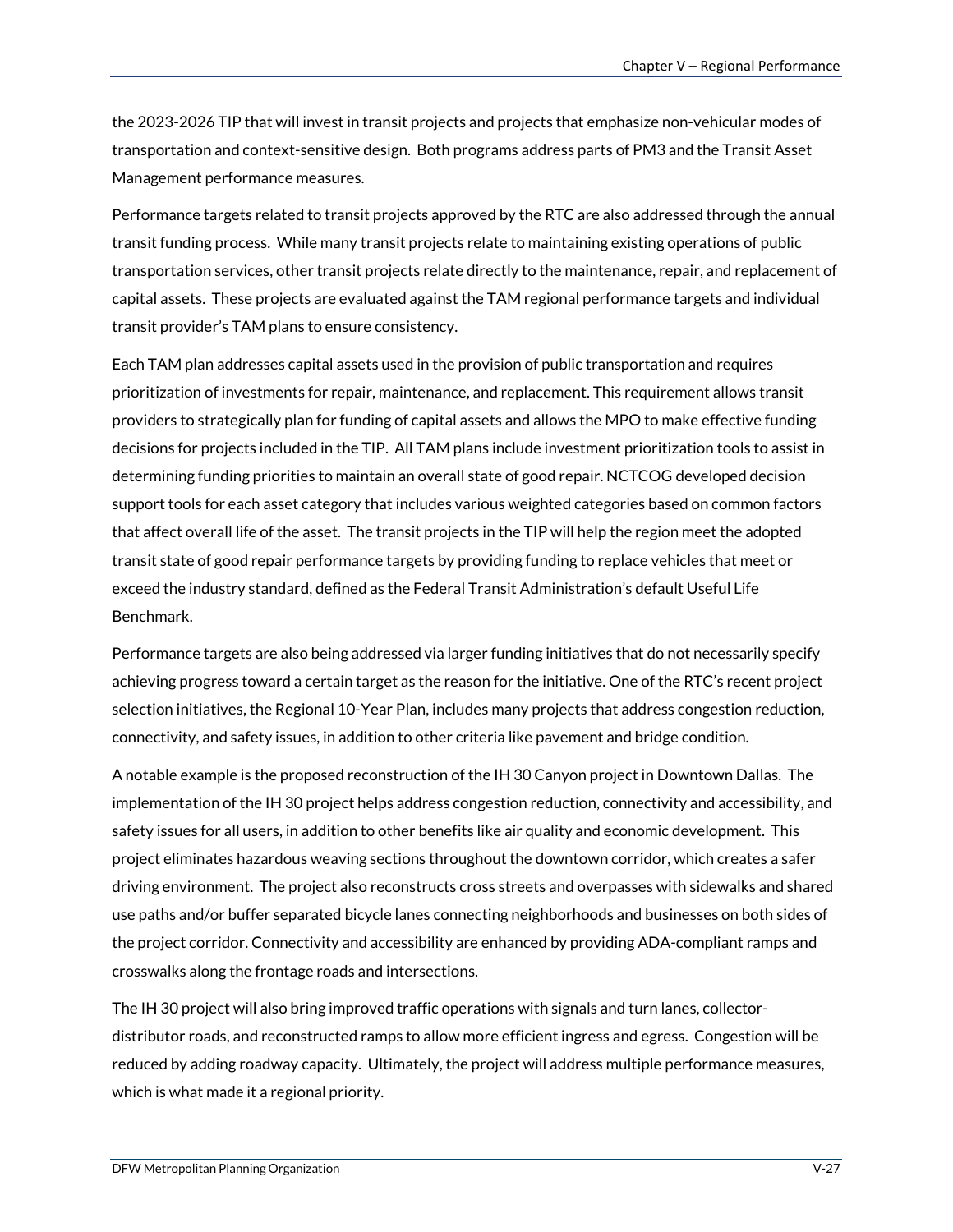the 2023-2026 TIP that will invest in transit projects and projects that emphasize non-vehicular modes of transportation and context-sensitive design. Both programs address parts of PM3 and the Transit Asset Management performance measures.

Performance targets related to transit projects approved by the RTC are also addressed through the annual transit funding process. While many transit projects relate to maintaining existing operations of public transportation services, other transit projects relate directly to the maintenance, repair, and replacement of capital assets. These projects are evaluated against the TAM regional performance targets and individual transit provider's TAM plans to ensure consistency.

Each TAM plan addresses capital assets used in the provision of public transportation and requires prioritization of investments for repair, maintenance, and replacement. This requirement allows transit providers to strategically plan for funding of capital assets and allows the MPO to make effective funding decisions for projects included in the TIP. All TAM plans include investment prioritization tools to assist in determining funding priorities to maintain an overall state of good repair. NCTCOG developed decision support tools for each asset category that includes various weighted categories based on common factors that affect overall life of the asset. The transit projects in the TIP will help the region meet the adopted transit state of good repair performance targets by providing funding to replace vehicles that meet or exceed the industry standard, defined as the Federal Transit Administration's default Useful Life Benchmark.

Performance targets are also being addressed via larger funding initiatives that do not necessarily specify achieving progress toward a certain target as the reason for the initiative. One of the RTC's recent project selection initiatives, the Regional 10-Year Plan, includes many projects that address congestion reduction, connectivity, and safety issues, in addition to other criteria like pavement and bridge condition.

A notable example is the proposed reconstruction of the IH 30 Canyon project in Downtown Dallas. The implementation of the IH 30 project helps address congestion reduction, connectivity and accessibility, and safety issues for all users, in addition to other benefits like air quality and economic development. This project eliminates hazardous weaving sections throughout the downtown corridor, which creates a safer driving environment. The project also reconstructs cross streets and overpasses with sidewalks and shared use paths and/or buffer separated bicycle lanes connecting neighborhoods and businesses on both sides of the project corridor. Connectivity and accessibility are enhanced by providing ADA-compliant ramps and crosswalks along the frontage roads and intersections.

The IH 30 project will also bring improved traffic operations with signals and turn lanes, collector-distributor roads, and reconstructed ramps to allow more efficient ingress and egress. Congestion will be reduced by adding roadway capacity. Ultimately, the project will address multiple performance measures, which is what made it a regional priority.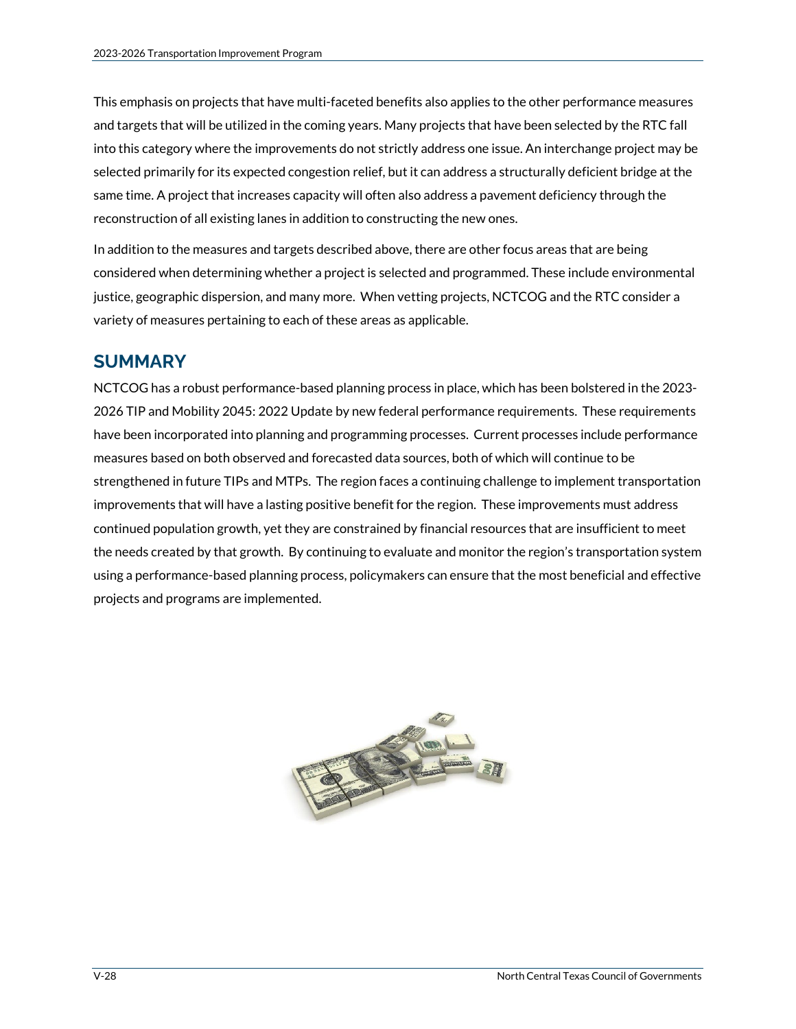This emphasis on projects that have multi-faceted benefits also applies to the other performance measures and targets that will be utilized in the coming years. Many projects that have been selected by the RTC fall into this category where the improvements do not strictly address one issue. An interchange project may be selected primarily for its expected congestion relief, but it can address a structurally deficient bridge at the same time. A project that increases capacity will often also address a pavement deficiency through the reconstruction of all existing lanes in addition to constructing the new ones.

In addition to the measures and targets described above, there are other focus areas that are being considered when determining whether a project is selected and programmed. These include environmental justice, geographic dispersion, and many more. When vetting projects, NCTCOG and the RTC consider a variety of measures pertaining to each of these areas as applicable.

## SUMMARY

NCTCOG has a robust performance-based planning process in place, which has been bolstered in the 2023-2026 TIP and Mobility 2045: 2022 Update by new federal performance requirements. These requirements have been incorporated into planning and programming processes. Current processes include performance measures based on both observed and forecasted data sources, both of which will continue to be strengthened in future TIPs and MTPs. The region faces a continuing challenge to implement transportation improvements that will have a lasting positive benefit for the region. These improvements must address continued population growth, yet they are constrained by financial resources that are insufficient to meet the needs created by that growth. By continuing to evaluate and monitor the region's transportation system using a performance-based planning process, policymakers can ensure that the most beneficial and effective projects and programs are implemented.